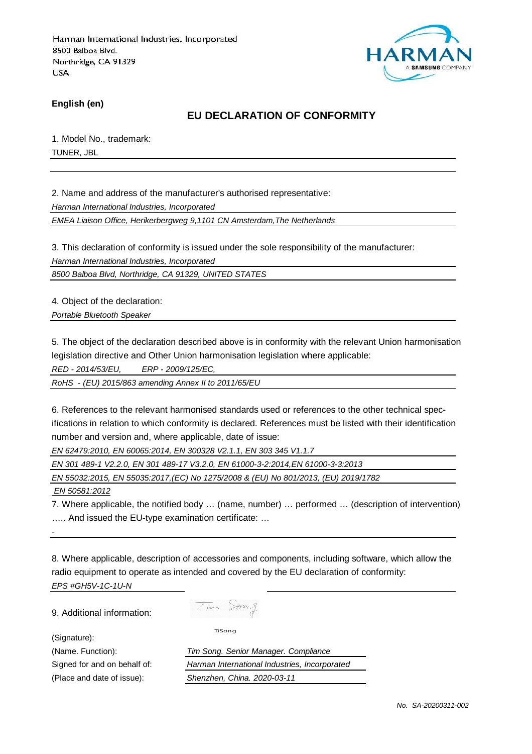Harman International Industries, Incorporated
8500 Balboa Blvd.
Northridge, CA 91329
USA

**English (en)**

## EU DECLARATION OF CONFORMITY

1. Model No., trademark:

TUNER, JBL

2. Name and address of the manufacturer's authorised representative:

*Harman International Industries, Incorporated*

*EMEA Liaison Office, Herikerbergweg 9,1101 CN Amsterdam,The Netherlands*

3. This declaration of conformity is issued under the sole responsibility of the manufacturer:

*Harman International Industries, Incorporated*

*8500 Balboa Blvd, Northridge, CA 91329, UNITED STATES*

4. Object of the declaration:

*Portable Bluetooth Speaker*

5. The object of the declaration described above is in conformity with the relevant Union harmonisation legislation directive and Other Union harmonisation legislation where applicable:

*RED - 2014/53/EU, ERP - 2009/125/EC,*

*RoHS - (EU) 2015/863 amending Annex II to 2011/65/EU*

6. References to the relevant harmonised standards used or references to the other technical specifications in relation to which conformity is declared. References must be listed with their identification number and version and, where applicable, date of issue:

*EN 62479:2010, EN 60065:2014, EN 300328 V2.1.1, EN 303 345 V1.1.7*

*EN 301 489-1 V2.2.0, EN 301 489-17 V3.2.0, EN 61000-3-2:2014,EN 61000-3-3:2013*

*EN 55032:2015, EN 55035:2017,(EC) No 1275/2008 & (EU) No 801/2013, (EU) 2019/1782*

*EN 50581:2012*

7. Where applicable, the notified body … (name, number) … performed … (description of intervention) ….. And issued the EU-type examination certificate: …

-

8. Where applicable, description of accessories and components, including software, which allow the radio equipment to operate as intended and covered by the EU declaration of conformity:

*EPS #GH5V-1C-1U-N*

9. Additional information:

(Signature): TiSong

(Name. Function): *Tim Song. Senior Manager. Compliance*

Signed for and on behalf of: *Harman International Industries, Incorporated*

(Place and date of issue): *Shenzhen, China. 2020-03-11*

*No. SA-20200311-002*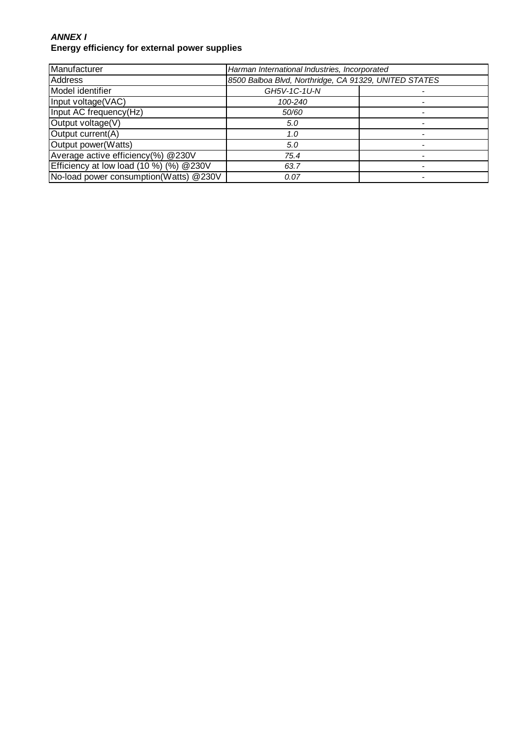***ANNEX I***
**Energy efficiency for external power supplies**

| Manufacturer | *Harman International Industries, Incorporated* | |
|---|---|---|
| Address | *8500 Balboa Blvd, Northridge, CA 91329, UNITED STATES* | |
| Model identifier | *GH5V-1C-1U-N* | - |
| Input voltage(VAC) | *100-240* | - |
| Input AC frequency(Hz) | *50/60* | - |
| Output voltage(V) | *5.0* | - |
| Output current(A) | *1.0* | - |
| Output power(Watts) | *5.0* | - |
| Average active efficiency(%) @230V | *75.4* | - |
| Efficiency at low load (10 %) (%) @230V | *63.7* | - |
| No-load power consumption(Watts) @230V | *0.07* | - |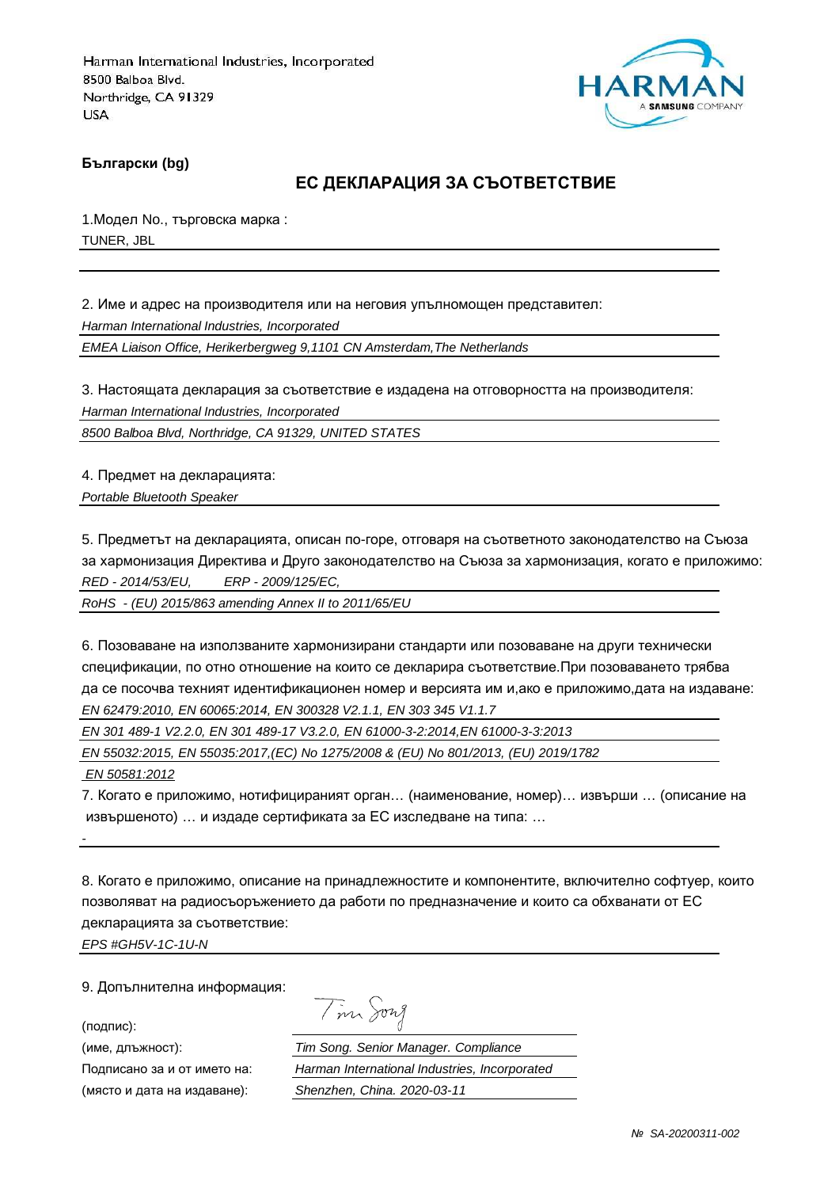Harman International Industries, Incorporated
8500 Balboa Blvd.
Northridge, CA 91329
USA

**Български (bg)**

## ЕС ДЕКЛАРАЦИЯ ЗА СЪОТВЕТСТВИЕ

1.Модел No., търговска марка :
TUNER, JBL

2. Име и адрес на производителя или на неговия упълномощен представител:
*Harman International Industries, Incorporated*
*EMEA Liaison Office, Herikerbergweg 9,1101 CN Amsterdam,The Netherlands*

3. Настоящата декларация за съответствие е издадена на отговорността на производителя:
*Harman International Industries, Incorporated*
*8500 Balboa Blvd, Northridge, CA 91329, UNITED STATES*

4. Предмет на декларацията:
*Portable Bluetooth Speaker*

5. Предметът на декларацията, описан по-горе, отговаря на съответното законодателство на Съюза за хармонизация Директива и Друго законодателство на Съюза за хармонизация, когато е приложимо:
*RED - 2014/53/EU, ERP - 2009/125/EC,*
*RoHS - (EU) 2015/863 amending Annex II to 2011/65/EU*

6. Позоваване на използваните хармонизирани стандарти или позоваване на други технически спецификации, по отно отношение на които се декларира съответствие.При позоваването трябва да се посочва техният идентификационен номер и версията им и,ако е приложимо,дата на издаване:
*EN 62479:2010, EN 60065:2014, EN 300328 V2.1.1, EN 303 345 V1.1.7*
*EN 301 489-1 V2.2.0, EN 301 489-17 V3.2.0, EN 61000-3-2:2014,EN 61000-3-3:2013*
*EN 55032:2015, EN 55035:2017,(EC) No 1275/2008 & (EU) No 801/2013, (EU) 2019/1782*
*EN 50581:2012*

7. Когато е приложимо, нотифицираният орган… (наименование, номер)… извърши … (описание на извършеното) … и издаде сертификата за ЕС изследване на типа: …
-

8. Когато е приложимо, описание на принадлежностите и компонентите, включително софтуер, които позволяват на радиосъоръжението да работи по предназначение и които са обхванати от ЕС декларацията за съответствие:
*EPS #GH5V-1C-1U-N*

9. Допълнителна информация:

(подпис): Tim Song
(име, длъжност): *Tim Song. Senior Manager. Compliance*
Подписано за и от името на: *Harman International Industries, Incorporated*
(място и дата на издаване): *Shenzhen, China. 2020-03-11*

*№ SA-20200311-002*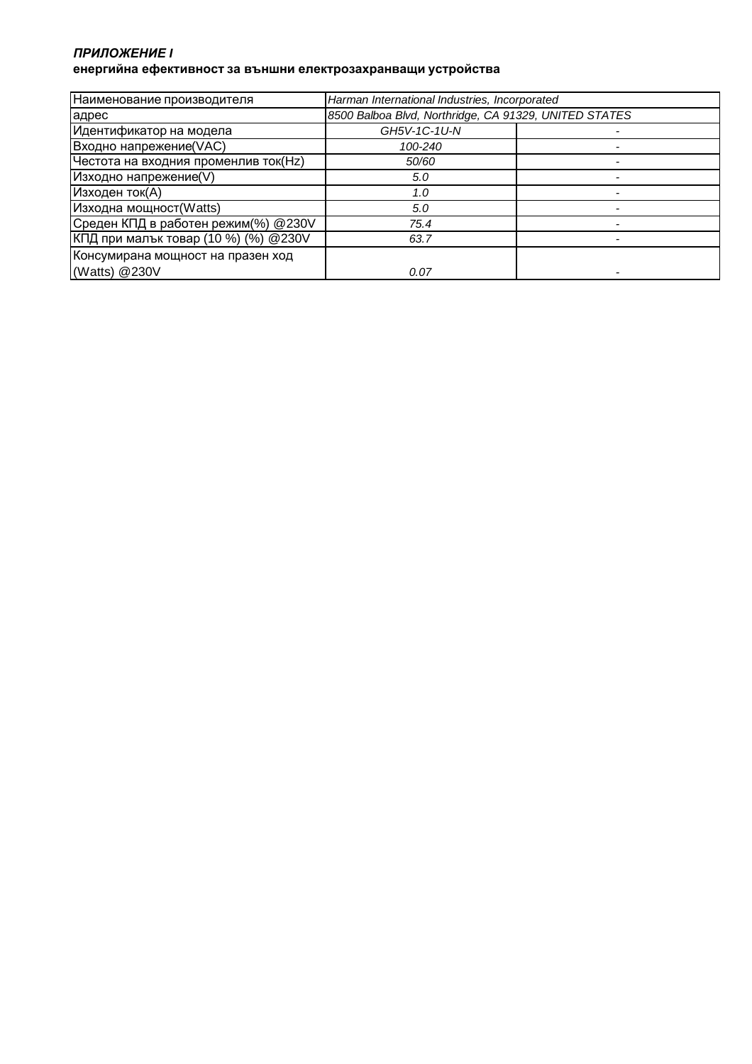***ПРИЛОЖЕНИЕ I***
**енергийна ефективност за външни електрозахранващи устройства**

| Наименование производителя | *Harman International Industries, Incorporated* | |
|---|---|---|
| адрес | *8500 Balboa Blvd, Northridge, CA 91329, UNITED STATES* | |
| Идентификатор на модела | *GH5V-1C-1U-N* | - |
| Входно напрежение(VAC) | *100-240* | - |
| Честота на входния променлив ток(Hz) | *50/60* | - |
| Изходно напрежение(V) | *5.0* | - |
| Изходен ток(A) | *1.0* | - |
| Изходна мощност(Watts) | *5.0* | - |
| Среден КПД в работен режим(%) @230V | *75.4* | - |
| КПД при малък товар (10 %) (%) @230V | *63.7* | - |
| Консумирана мощност на празен ход (Watts) @230V | *0.07* | - |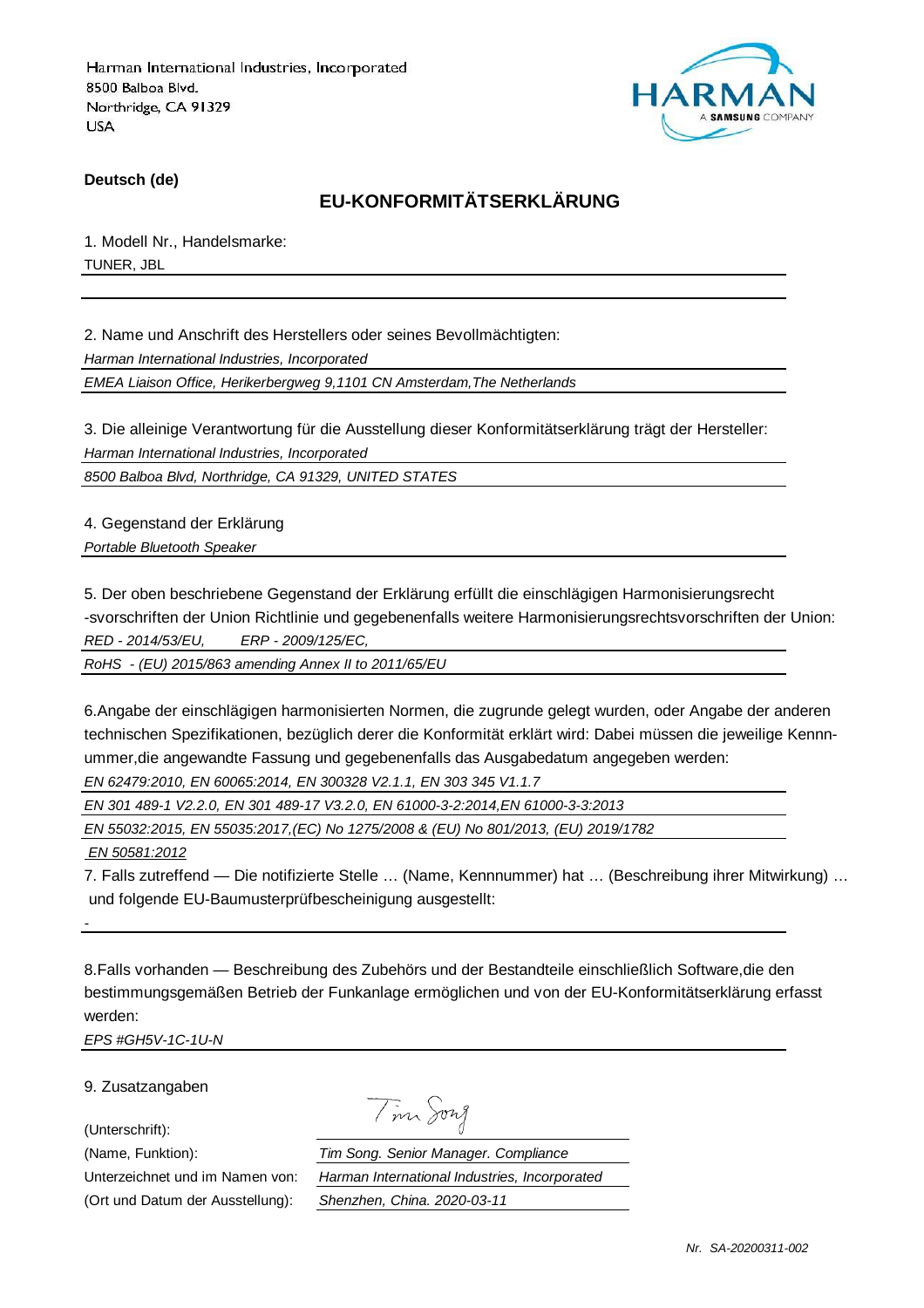Harman International Industries, Incorporated
8500 Balboa Blvd.
Northridge, CA 91329
USA

**Deutsch (de)**

## EU-KONFORMITÄTSERKLÄRUNG

1. Modell Nr., Handelsmarke:

TUNER, JBL

2. Name und Anschrift des Herstellers oder seines Bevollmächtigten:

*Harman International Industries, Incorporated*

*EMEA Liaison Office, Herikerbergweg 9,1101 CN Amsterdam,The Netherlands*

3. Die alleinige Verantwortung für die Ausstellung dieser Konformitätserklärung trägt der Hersteller:

*Harman International Industries, Incorporated*

*8500 Balboa Blvd, Northridge, CA 91329, UNITED STATES*

4. Gegenstand der Erklärung

*Portable Bluetooth Speaker*

5. Der oben beschriebene Gegenstand der Erklärung erfüllt die einschlägigen Harmonisierungsrecht -svorschriften der Union Richtlinie und gegebenenfalls weitere Harmonisierungsrechtsvorschriften der Union:

*RED - 2014/53/EU, ERP - 2009/125/EC,*

*RoHS - (EU) 2015/863 amending Annex II to 2011/65/EU*

6.Angabe der einschlägigen harmonisierten Normen, die zugrunde gelegt wurden, oder Angabe der anderen technischen Spezifikationen, bezüglich derer die Konformität erklärt wird: Dabei müssen die jeweilige Kennnummer,die angewandte Fassung und gegebenenfalls das Ausgabedatum angegeben werden:

*EN 62479:2010, EN 60065:2014, EN 300328 V2.1.1, EN 303 345 V1.1.7*

*EN 301 489-1 V2.2.0, EN 301 489-17 V3.2.0, EN 61000-3-2:2014,EN 61000-3-3:2013*

*EN 55032:2015, EN 55035:2017,(EC) No 1275/2008 & (EU) No 801/2013, (EU) 2019/1782*

*EN 50581:2012*

7. Falls zutreffend — Die notifizierte Stelle … (Name, Kennnummer) hat … (Beschreibung ihrer Mitwirkung) … und folgende EU-Baumusterprüfbescheinigung ausgestellt:

-

8.Falls vorhanden — Beschreibung des Zubehörs und der Bestandteile einschließlich Software,die den bestimmungsgemäßen Betrieb der Funkanlage ermöglichen und von der EU-Konformitätserklärung erfasst werden:

*EPS #GH5V-1C-1U-N*

9. Zusatzangaben

| | |
|---|---|
| (Unterschrift): | Tim Song |
| (Name, Funktion): | *Tim Song. Senior Manager. Compliance* |
| Unterzeichnet und im Namen von: | *Harman International Industries, Incorporated* |
| (Ort und Datum der Ausstellung): | *Shenzhen, China. 2020-03-11* |

*Nr. SA-20200311-002*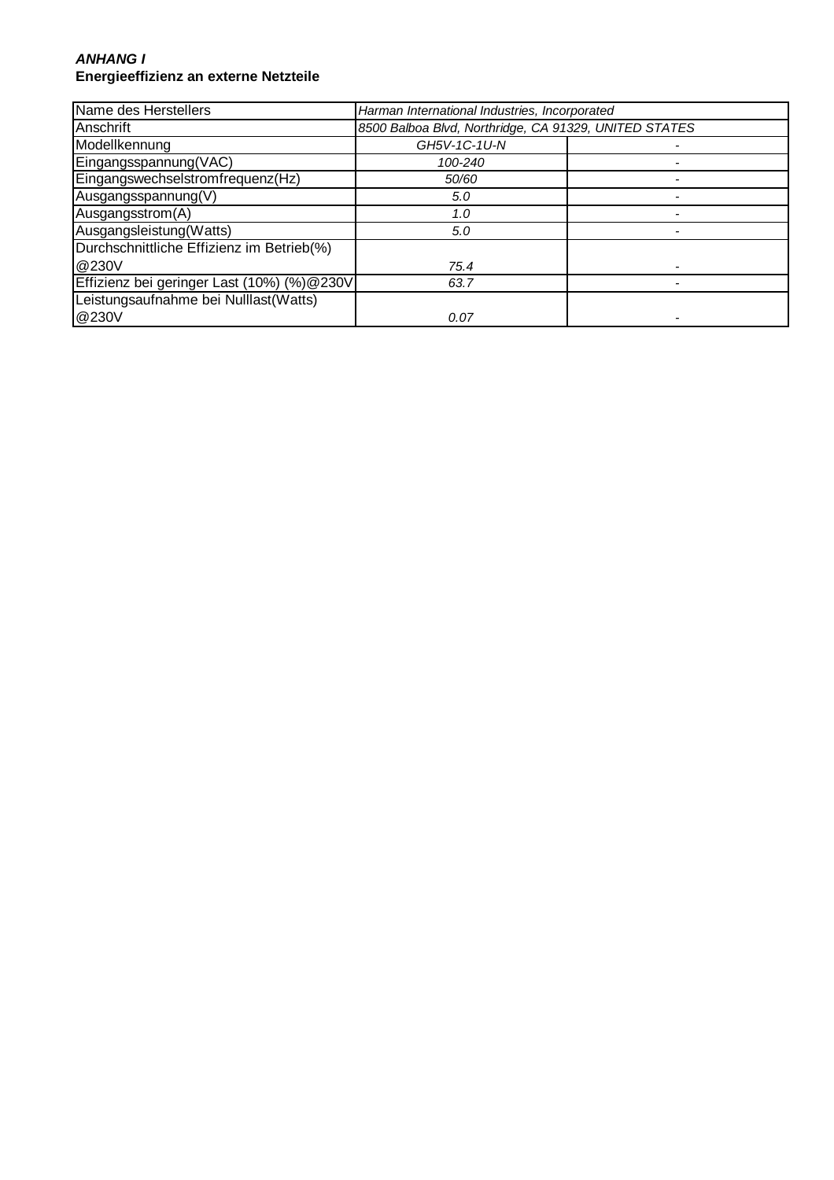***ANHANG I***
**Energieeffizienz an externe Netzteile**

| Name des Herstellers | *Harman International Industries, Incorporated* | |
|---|---|---|
| Anschrift | *8500 Balboa Blvd, Northridge, CA 91329, UNITED STATES* | |
| Modellkennung | *GH5V-1C-1U-N* | - |
| Eingangsspannung(VAC) | *100-240* | - |
| Eingangswechselstromfrequenz(Hz) | *50/60* | - |
| Ausgangsspannung(V) | *5.0* | - |
| Ausgangsstrom(A) | *1.0* | - |
| Ausgangsleistung(Watts) | *5.0* | - |
| Durchschnittliche Effizienz im Betrieb(%) @230V | *75.4* | - |
| Effizienz bei geringer Last (10%) (%)@230V | *63.7* | - |
| Leistungsaufnahme bei Nulllast(Watts) @230V | *0.07* | - |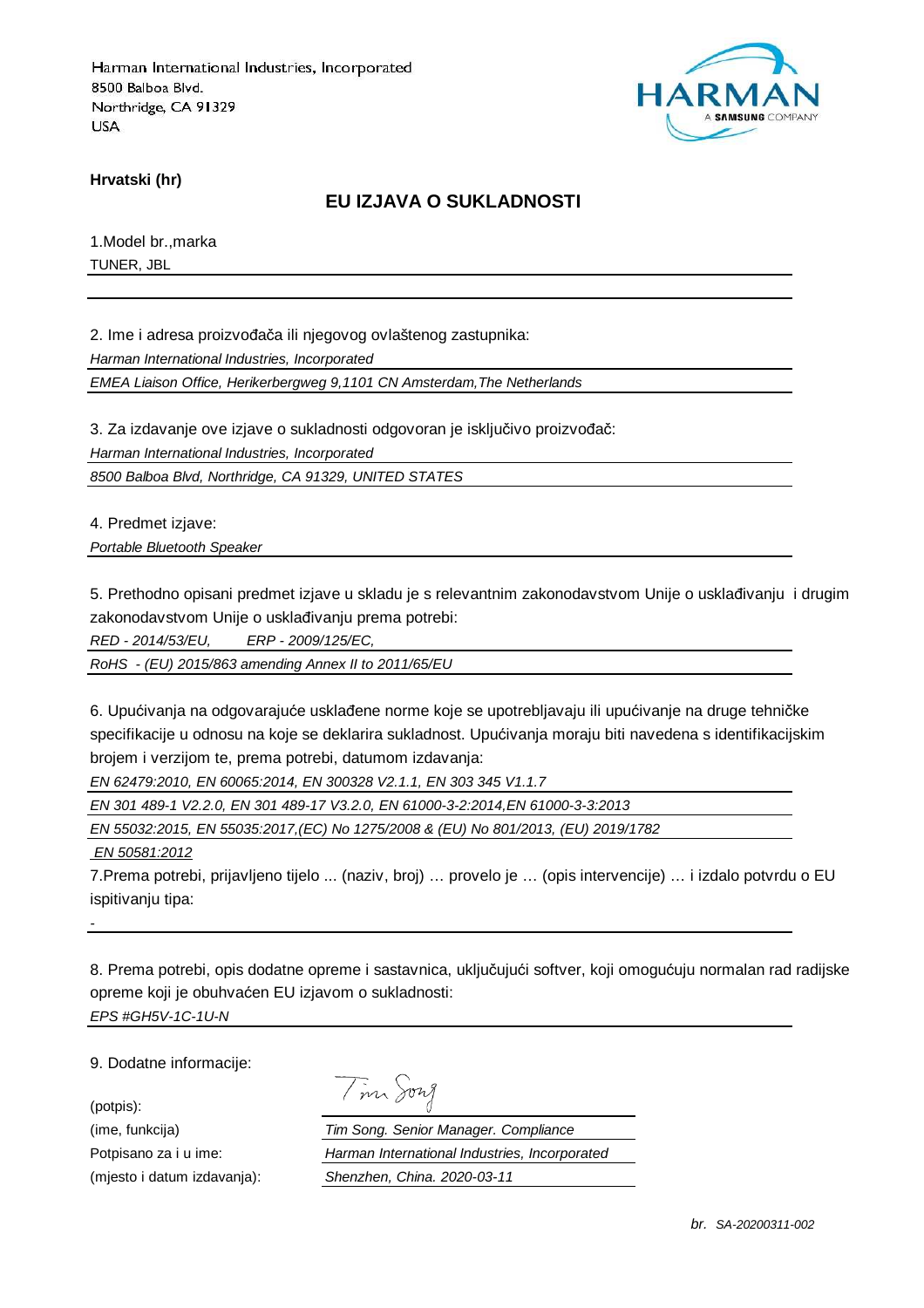Harman International Industries, Incorporated
8500 Balboa Blvd.
Northridge, CA 91329
USA

**Hrvatski (hr)**

## EU IZJAVA O SUKLADNOSTI

1.Model br.,marka

TUNER, JBL

2. Ime i adresa proizvođača ili njegovog ovlaštenog zastupnika:

*Harman International Industries, Incorporated*

*EMEA Liaison Office, Herikerbergweg 9,1101 CN Amsterdam,The Netherlands*

3. Za izdavanje ove izjave o sukladnosti odgovoran je isključivo proizvođač:

*Harman International Industries, Incorporated*

*8500 Balboa Blvd, Northridge, CA 91329, UNITED STATES*

4. Predmet izjave:

*Portable Bluetooth Speaker*

5. Prethodno opisani predmet izjave u skladu je s relevantnim zakonodavstvom Unije o usklađivanju i drugim zakonodavstvom Unije o usklađivanju prema potrebi:

*RED - 2014/53/EU, ERP - 2009/125/EC,*

*RoHS - (EU) 2015/863 amending Annex II to 2011/65/EU*

6. Upućivanja na odgovarajuće usklađene norme koje se upotrebljavaju ili upućivanje na druge tehničke specifikacije u odnosu na koje se deklarira sukladnost. Upućivanja moraju biti navedena s identifikacijskim brojem i verzijom te, prema potrebi, datumom izdavanja:

*EN 62479:2010, EN 60065:2014, EN 300328 V2.1.1, EN 303 345 V1.1.7*

*EN 301 489-1 V2.2.0, EN 301 489-17 V3.2.0, EN 61000-3-2:2014,EN 61000-3-3:2013*

*EN 55032:2015, EN 55035:2017,(EC) No 1275/2008 & (EU) No 801/2013, (EU) 2019/1782*

*EN 50581:2012*

7.Prema potrebi, prijavljeno tijelo ... (naziv, broj) … provelo je … (opis intervencije) … i izdalo potvrdu o EU ispitivanju tipa:

-

8. Prema potrebi, opis dodatne opreme i sastavnica, uključujući softver, koji omogućuju normalan rad radijske opreme koji je obuhvaćen EU izjavom o sukladnosti:

*EPS #GH5V-1C-1U-N*

9. Dodatne informacije:

| | |
|---|---|
| (potpis): | Tim Song |
| (ime, funkcija) | *Tim Song. Senior Manager. Compliance* |
| Potpisano za i u ime: | *Harman International Industries, Incorporated* |
| (mjesto i datum izdavanja): | *Shenzhen, China. 2020-03-11* |

*br. SA-20200311-002*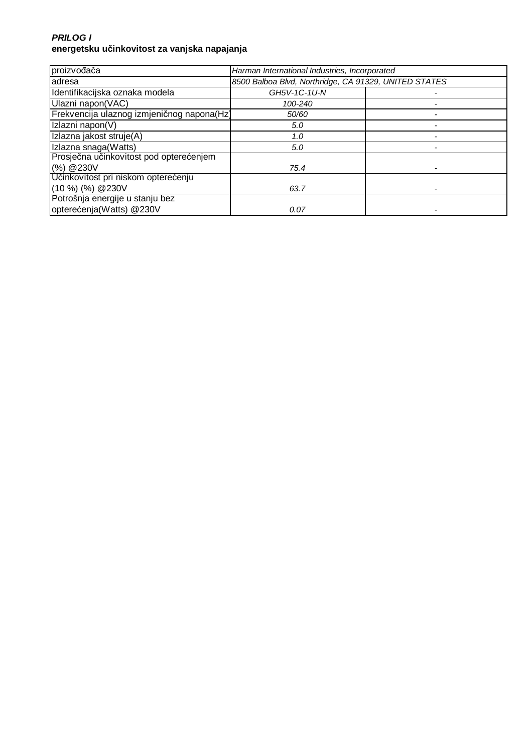***PRILOG I***

**energetsku učinkovitost za vanjska napajanja**

| proizvođača | *Harman International Industries, Incorporated* | |
|---|---|---|
| adresa | *8500 Balboa Blvd, Northridge, CA 91329, UNITED STATES* | |
| Identifikacijska oznaka modela | *GH5V-1C-1U-N* | - |
| Ulazni napon(VAC) | *100-240* | - |
| Frekvencija ulaznog izmjeničnog napona(Hz) | *50/60* | - |
| Izlazni napon(V) | *5.0* | - |
| Izlazna jakost struje(A) | *1.0* | - |
| Izlazna snaga(Watts) | *5.0* | - |
| Prosječna učinkovitost pod opterećenjem (%) @230V | *75.4* | - |
| Učinkovitost pri niskom opterećenju (10 %) (%) @230V | *63.7* | - |
| Potrošnja energije u stanju bez opterećenja(Watts) @230V | *0.07* | - |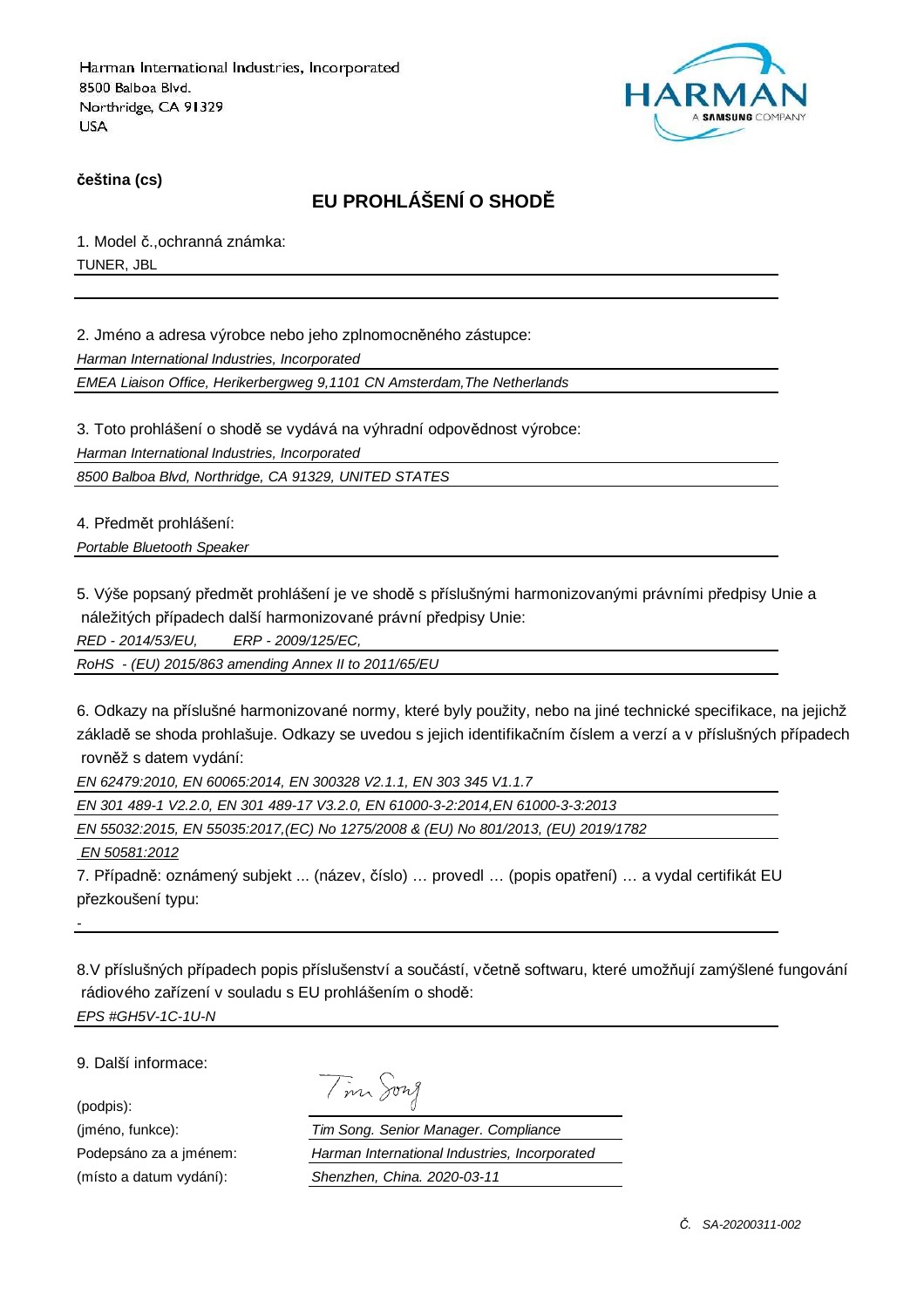Harman International Industries, Incorporated
8500 Balboa Blvd.
Northridge, CA 91329
USA

HARMAN
A SAMSUNG COMPANY

**čeština (cs)**

## EU PROHLÁŠENÍ O SHODĚ

1. Model č.,ochranná známka:

TUNER, JBL

2. Jméno a adresa výrobce nebo jeho zplnomocněného zástupce:

*Harman International Industries, Incorporated*

*EMEA Liaison Office, Herikerbergweg 9,1101 CN Amsterdam,The Netherlands*

3. Toto prohlášení o shodě se vydává na výhradní odpovědnost výrobce:

*Harman International Industries, Incorporated*

*8500 Balboa Blvd, Northridge, CA 91329, UNITED STATES*

4. Předmět prohlášení:

*Portable Bluetooth Speaker*

5. Výše popsaný předmět prohlášení je ve shodě s příslušnými harmonizovanými právními předpisy Unie a náležitých případech další harmonizované právní předpisy Unie:

*RED - 2014/53/EU, ERP - 2009/125/EC,*

*RoHS - (EU) 2015/863 amending Annex II to 2011/65/EU*

6. Odkazy na příslušné harmonizované normy, které byly použity, nebo na jiné technické specifikace, na jejichž základě se shoda prohlašuje. Odkazy se uvedou s jejich identifikačním číslem a verzí a v příslušných případech rovněž s datem vydání:

*EN 62479:2010, EN 60065:2014, EN 300328 V2.1.1, EN 303 345 V1.1.7*

*EN 301 489-1 V2.2.0, EN 301 489-17 V3.2.0, EN 61000-3-2:2014,EN 61000-3-3:2013*

*EN 55032:2015, EN 55035:2017,(EC) No 1275/2008 & (EU) No 801/2013, (EU) 2019/1782*

*EN 50581:2012*

7. Případně: oznámený subjekt ... (název, číslo) … provedl … (popis opatření) … a vydal certifikát EU přezkoušení typu:

-

8.V příslušných případech popis příslušenství a součástí, včetně softwaru, které umožňují zamýšlené fungování rádiového zařízení v souladu s EU prohlášením o shodě:

*EPS #GH5V-1C-1U-N*

9. Další informace:

| | |
|---|---|
| (podpis): | Tim Song |
| (jméno, funkce): | *Tim Song. Senior Manager. Compliance* |
| Podepsáno za a jménem: | *Harman International Industries, Incorporated* |
| (místo a datum vydání): | *Shenzhen, China. 2020-03-11* |

*Č. SA-20200311-002*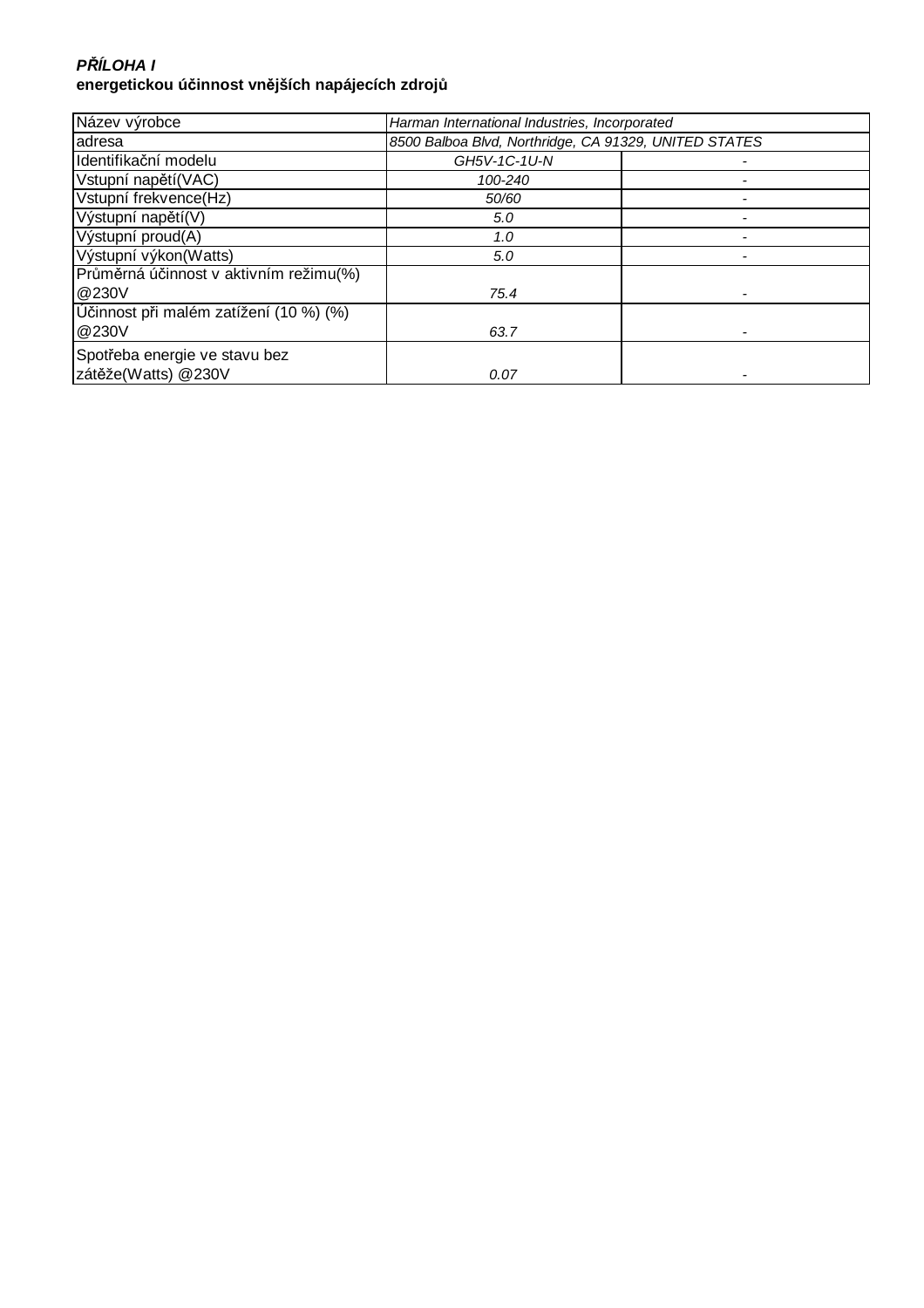***PŘÍLOHA I***
**energetickou účinnost vnějších napájecích zdrojů**

| | | |
|---|---|---|
| Název výrobce | *Harman International Industries, Incorporated* | |
| adresa | *8500 Balboa Blvd, Northridge, CA 91329, UNITED STATES* | |
| Identifikační modelu | *GH5V-1C-1U-N* | - |
| Vstupní napětí(VAC) | *100-240* | - |
| Vstupní frekvence(Hz) | *50/60* | - |
| Výstupní napětí(V) | *5.0* | - |
| Výstupní proud(A) | *1.0* | - |
| Výstupní výkon(Watts) | *5.0* | - |
| Průměrná účinnost v aktivním režimu(%) @230V | *75.4* | - |
| Účinnost při malém zatížení (10 %) (%) @230V | *63.7* | - |
| Spotřeba energie ve stavu bez zátěže(Watts) @230V | *0.07* | - |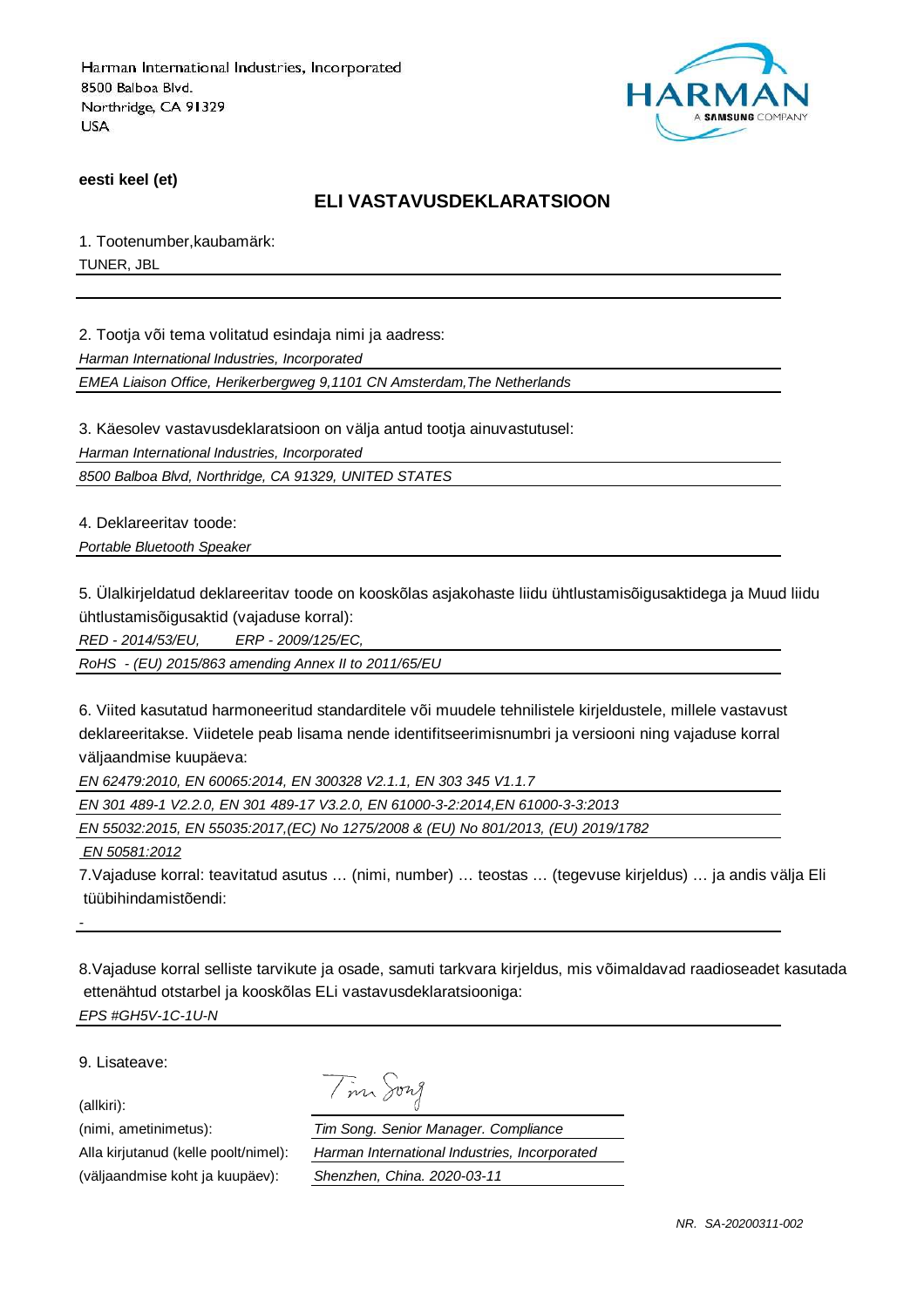Harman International Industries, Incorporated
8500 Balboa Blvd.
Northridge, CA 91329
USA

HARMAN
A SAMSUNG COMPANY

**eesti keel (et)**

## ELI VASTAVUSDEKLARATSIOON

1. Tootenumber,kaubamärk:

TUNER, JBL

2. Tootja või tema volitatud esindaja nimi ja aadress:

*Harman International Industries, Incorporated*

*EMEA Liaison Office, Herikerbergweg 9,1101 CN Amsterdam,The Netherlands*

3. Käesolev vastavusdeklaratsioon on välja antud tootja ainuvastutusel:

*Harman International Industries, Incorporated*

*8500 Balboa Blvd, Northridge, CA 91329, UNITED STATES*

4. Deklareeritav toode:

*Portable Bluetooth Speaker*

5. Ülalkirjeldatud deklareeritav toode on kooskõlas asjakohaste liidu ühtlustamisõigusaktidega ja Muud liidu ühtlustamisõigusaktid (vajaduse korral):

*RED - 2014/53/EU, ERP - 2009/125/EC,*

*RoHS - (EU) 2015/863 amending Annex II to 2011/65/EU*

6. Viited kasutatud harmoneeritud standarditele või muudele tehnilistele kirjeldustele, millele vastavust deklareeritakse. Viidetele peab lisama nende identifitseerimisnumbri ja versiooni ning vajaduse korral väljaandmise kuupäeva:

*EN 62479:2010, EN 60065:2014, EN 300328 V2.1.1, EN 303 345 V1.1.7*

*EN 301 489-1 V2.2.0, EN 301 489-17 V3.2.0, EN 61000-3-2:2014,EN 61000-3-3:2013*

*EN 55032:2015, EN 55035:2017,(EC) No 1275/2008 & (EU) No 801/2013, (EU) 2019/1782*

*EN 50581:2012*

7.Vajaduse korral: teavitatud asutus … (nimi, number) … teostas … (tegevuse kirjeldus) … ja andis välja Eli tüübihindamistõendi:

-

8.Vajaduse korral selliste tarvikute ja osade, samuti tarkvara kirjeldus, mis võimaldavad raadioseadet kasutada ettenähtud otstarbel ja kooskõlas ELi vastavusdeklaratsiooniga:

*EPS #GH5V-1C-1U-N*

9. Lisateave:

(allkiri): Tim Song

(nimi, ametinimetus): *Tim Song. Senior Manager. Compliance*

Alla kirjutanud (kelle poolt/nimel): *Harman International Industries, Incorporated*

(väljaandmise koht ja kuupäev): *Shenzhen, China. 2020-03-11*

*NR. SA-20200311-002*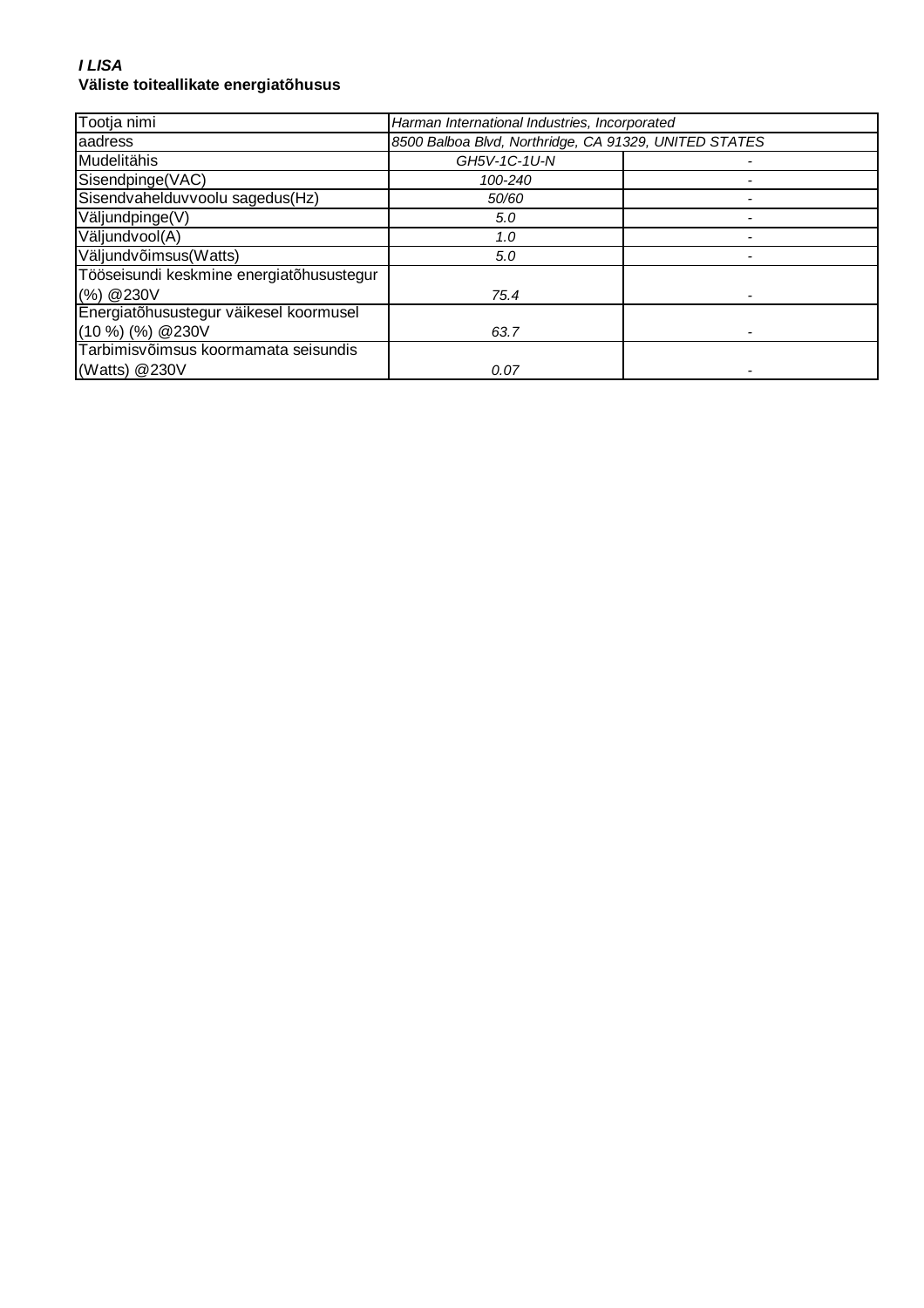***I LISA***
**Väliste toiteallikate energiatõhusus**

| Tootja nimi | *Harman International Industries, Incorporated* | |
|---|---|---|
| aadress | *8500 Balboa Blvd, Northridge, CA 91329, UNITED STATES* | |
| Mudelitähis | *GH5V-1C-1U-N* | - |
| Sisendpinge(VAC) | *100-240* | - |
| Sisendvahelduvvoolu sagedus(Hz) | *50/60* | - |
| Väljundpinge(V) | *5.0* | - |
| Väljundvool(A) | *1.0* | - |
| Väljundvõimsus(Watts) | *5.0* | - |
| Tööseisundi keskmine energiatõhusustegur (%) @230V | *75.4* | - |
| Energiatõhusustegur väikesel koormusel (10 %) (%) @230V | *63.7* | - |
| Tarbimisvõimsus koormamata seisundis (Watts) @230V | *0.07* | - |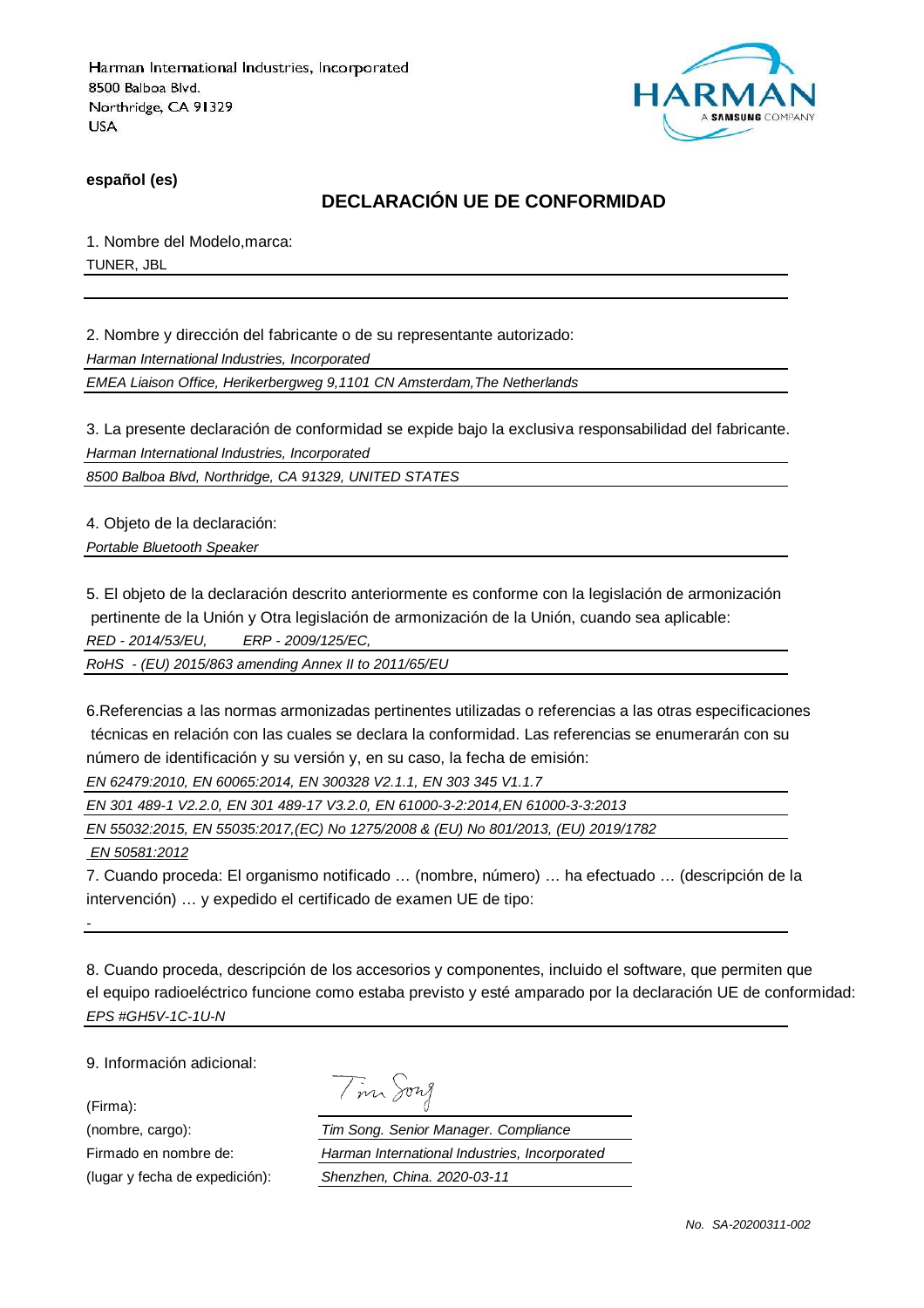Harman International Industries, Incorporated
8500 Balboa Blvd.
Northridge, CA 91329
USA

HARMAN
A SAMSUNG COMPANY

**español (es)**

## DECLARACIÓN UE DE CONFORMIDAD

1. Nombre del Modelo,marca:

TUNER, JBL

2. Nombre y dirección del fabricante o de su representante autorizado:

*Harman International Industries, Incorporated*

*EMEA Liaison Office, Herikerbergweg 9,1101 CN Amsterdam,The Netherlands*

3. La presente declaración de conformidad se expide bajo la exclusiva responsabilidad del fabricante.

*Harman International Industries, Incorporated*

*8500 Balboa Blvd, Northridge, CA 91329, UNITED STATES*

4. Objeto de la declaración:

*Portable Bluetooth Speaker*

5. El objeto de la declaración descrito anteriormente es conforme con la legislación de armonización pertinente de la Unión y Otra legislación de armonización de la Unión, cuando sea aplicable:

*RED - 2014/53/EU, ERP - 2009/125/EC,*

*RoHS - (EU) 2015/863 amending Annex II to 2011/65/EU*

6.Referencias a las normas armonizadas pertinentes utilizadas o referencias a las otras especificaciones técnicas en relación con las cuales se declara la conformidad. Las referencias se enumerarán con su número de identificación y su versión y, en su caso, la fecha de emisión:

*EN 62479:2010, EN 60065:2014, EN 300328 V2.1.1, EN 303 345 V1.1.7*

*EN 301 489-1 V2.2.0, EN 301 489-17 V3.2.0, EN 61000-3-2:2014,EN 61000-3-3:2013*

*EN 55032:2015, EN 55035:2017,(EC) No 1275/2008 & (EU) No 801/2013, (EU) 2019/1782*

*EN 50581:2012*

7. Cuando proceda: El organismo notificado … (nombre, número) … ha efectuado … (descripción de la intervención) … y expedido el certificado de examen UE de tipo:

-

8. Cuando proceda, descripción de los accesorios y componentes, incluido el software, que permiten que el equipo radioeléctrico funcione como estaba previsto y esté amparado por la declaración UE de conformidad:

*EPS #GH5V-1C-1U-N*

9. Información adicional:

(Firma):

(nombre, cargo): *Tim Song. Senior Manager. Compliance*

Firmado en nombre de: *Harman International Industries, Incorporated*

(lugar y fecha de expedición): *Shenzhen, China. 2020-03-11*

*No. SA-20200311-002*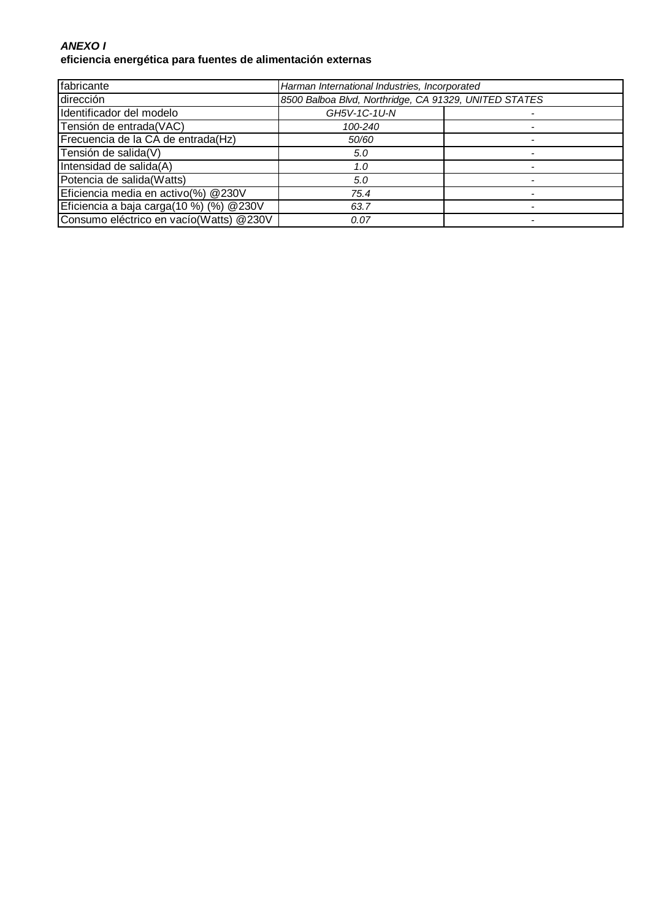***ANEXO I***

**eficiencia energética para fuentes de alimentación externas**

| fabricante | *Harman International Industries, Incorporated* | |
|---|---|---|
| dirección | *8500 Balboa Blvd, Northridge, CA 91329, UNITED STATES* | |
| Identificador del modelo | *GH5V-1C-1U-N* | - |
| Tensión de entrada(VAC) | *100-240* | - |
| Frecuencia de la CA de entrada(Hz) | *50/60* | - |
| Tensión de salida(V) | *5.0* | - |
| Intensidad de salida(A) | *1.0* | - |
| Potencia de salida(Watts) | *5.0* | - |
| Eficiencia media en activo(%) @230V | *75.4* | - |
| Eficiencia a baja carga(10 %) (%) @230V | *63.7* | - |
| Consumo eléctrico en vacío(Watts) @230V | *0.07* | - |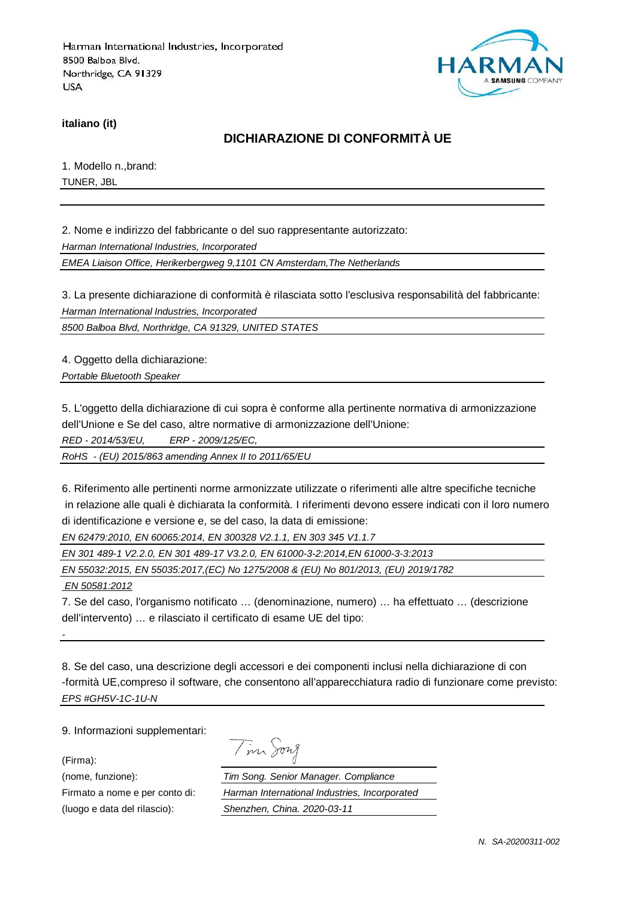Harman International Industries, Incorporated
8500 Balboa Blvd.
Northridge, CA 91329
USA

**italiano (it)**

## DICHIARAZIONE DI CONFORMITÀ UE

1. Modello n.,brand:

TUNER, JBL

2. Nome e indirizzo del fabbricante o del suo rappresentante autorizzato:

*Harman International Industries, Incorporated*

*EMEA Liaison Office, Herikerbergweg 9,1101 CN Amsterdam,The Netherlands*

3. La presente dichiarazione di conformità è rilasciata sotto l'esclusiva responsabilità del fabbricante:

*Harman International Industries, Incorporated*

*8500 Balboa Blvd, Northridge, CA 91329, UNITED STATES*

4. Oggetto della dichiarazione:

*Portable Bluetooth Speaker*

5. L'oggetto della dichiarazione di cui sopra è conforme alla pertinente normativa di armonizzazione dell'Unione e Se del caso, altre normative di armonizzazione dell'Unione:

*RED - 2014/53/EU, ERP - 2009/125/EC,*

*RoHS - (EU) 2015/863 amending Annex II to 2011/65/EU*

6. Riferimento alle pertinenti norme armonizzate utilizzate o riferimenti alle altre specifiche tecniche in relazione alle quali è dichiarata la conformità. I riferimenti devono essere indicati con il loro numero di identificazione e versione e, se del caso, la data di emissione:

*EN 62479:2010, EN 60065:2014, EN 300328 V2.1.1, EN 303 345 V1.1.7*

*EN 301 489-1 V2.2.0, EN 301 489-17 V3.2.0, EN 61000-3-2:2014,EN 61000-3-3:2013*

*EN 55032:2015, EN 55035:2017,(EC) No 1275/2008 & (EU) No 801/2013, (EU) 2019/1782*

*EN 50581:2012*

7. Se del caso, l'organismo notificato … (denominazione, numero) … ha effettuato … (descrizione dell'intervento) … e rilasciato il certificato di esame UE del tipo:

-

8. Se del caso, una descrizione degli accessori e dei componenti inclusi nella dichiarazione di con -formità UE,compreso il software, che consentono all'apparecchiatura radio di funzionare come previsto:

*EPS #GH5V-1C-1U-N*

9. Informazioni supplementari:

(Firma): Tim Song

(nome, funzione): *Tim Song. Senior Manager. Compliance*

Firmato a nome e per conto di: *Harman International Industries, Incorporated*

(luogo e data del rilascio): *Shenzhen, China. 2020-03-11*

*N. SA-20200311-002*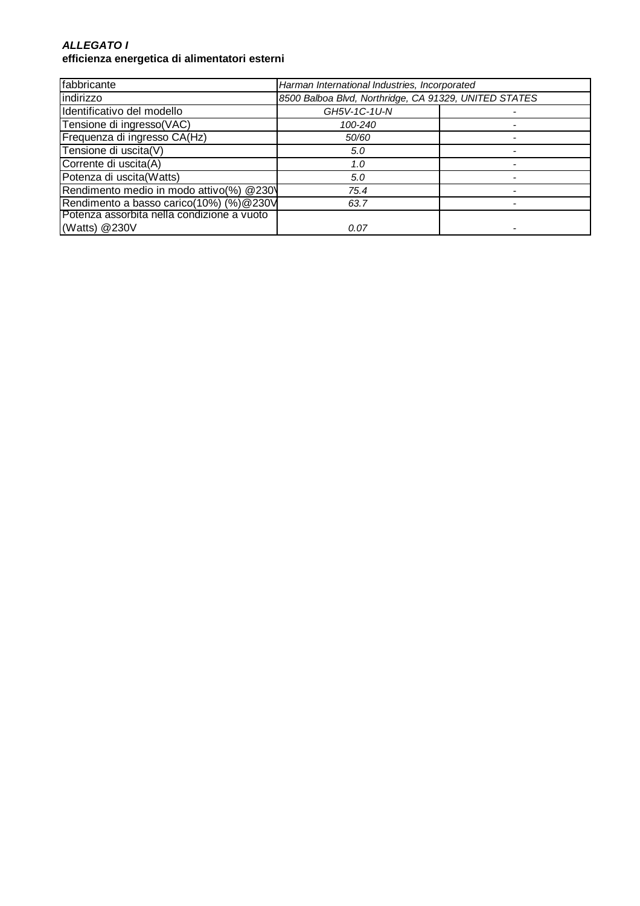***ALLEGATO I***

**efficienza energetica di alimentatori esterni**

| fabbricante | *Harman International Industries, Incorporated* | |
|---|---|---|
| indirizzo | *8500 Balboa Blvd, Northridge, CA 91329, UNITED STATES* | |
| Identificativo del modello | *GH5V-1C-1U-N* | - |
| Tensione di ingresso(VAC) | *100-240* | - |
| Frequenza di ingresso CA(Hz) | *50/60* | - |
| Tensione di uscita(V) | *5.0* | - |
| Corrente di uscita(A) | *1.0* | - |
| Potenza di uscita(Watts) | *5.0* | - |
| Rendimento medio in modo attivo(%) @230V | *75.4* | - |
| Rendimento a basso carico(10%) (%)@230V | *63.7* | - |
| Potenza assorbita nella condizione a vuoto (Watts) @230V | *0.07* | - |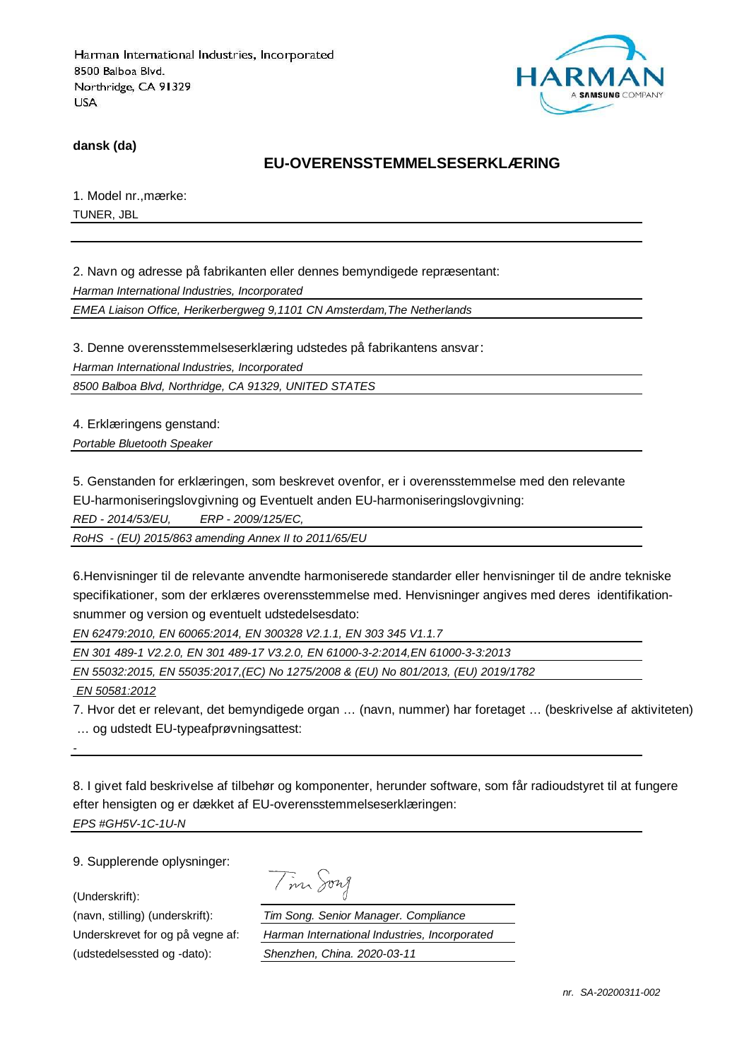Harman International Industries, Incorporated
8500 Balboa Blvd.
Northridge, CA 91329
USA

**dansk (da)**

## EU-OVERENSSTEMMELSESERKLÆRING

1. Model nr.,mærke:

TUNER, JBL

2. Navn og adresse på fabrikanten eller dennes bemyndigede repræsentant:

*Harman International Industries, Incorporated*

*EMEA Liaison Office, Herikerbergweg 9,1101 CN Amsterdam,The Netherlands*

3. Denne overensstemmelseserklæring udstedes på fabrikantens ansvar:

*Harman International Industries, Incorporated*

*8500 Balboa Blvd, Northridge, CA 91329, UNITED STATES*

4. Erklæringens genstand:

*Portable Bluetooth Speaker*

5. Genstanden for erklæringen, som beskrevet ovenfor, er i overensstemmelse med den relevante EU-harmoniseringslovgivning og Eventuelt anden EU-harmoniseringslovgivning:

*RED - 2014/53/EU,    ERP - 2009/125/EC,*

*RoHS - (EU) 2015/863 amending Annex II to 2011/65/EU*

6.Henvisninger til de relevante anvendte harmoniserede standarder eller henvisninger til de andre tekniske specifikationer, som der erklæres overensstemmelse med. Henvisninger angives med deres identifikation-snummer og version og eventuelt udstedelsesdato:

*EN 62479:2010, EN 60065:2014, EN 300328 V2.1.1, EN 303 345 V1.1.7*

*EN 301 489-1 V2.2.0, EN 301 489-17 V3.2.0, EN 61000-3-2:2014,EN 61000-3-3:2013*

*EN 55032:2015, EN 55035:2017,(EC) No 1275/2008 & (EU) No 801/2013, (EU) 2019/1782*

*EN 50581:2012*

7. Hvor det er relevant, det bemyndigede organ … (navn, nummer) har foretaget … (beskrivelse af aktiviteten) … og udstedt EU-typeafprøvningsattest:

-

8. I givet fald beskrivelse af tilbehør og komponenter, herunder software, som får radioudstyret til at fungere efter hensigten og er dækket af EU-overensstemmelseserklæringen:

*EPS #GH5V-1C-1U-N*

9. Supplerende oplysninger:

(Underskrift): Tim Song

(navn, stilling) (underskrift): *Tim Song. Senior Manager. Compliance*

Underskrevet for og på vegne af: *Harman International Industries, Incorporated*

(udstedelsessted og -dato): *Shenzhen, China. 2020-03-11*

*nr. SA-20200311-002*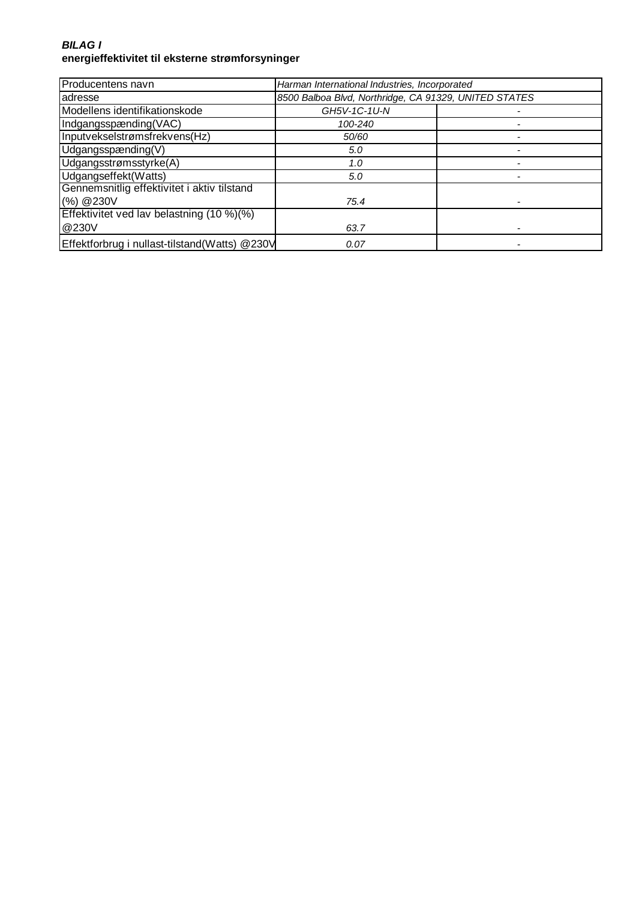***BILAG I***
**energieffektivitet til eksterne strømforsyninger**

| Producentens navn | *Harman International Industries, Incorporated* | |
|---|---|---|
| adresse | *8500 Balboa Blvd, Northridge, CA 91329, UNITED STATES* | |
| Modellens identifikationskode | *GH5V-1C-1U-N* | - |
| Indgangsspænding(VAC) | *100-240* | - |
| Inputvekselstrømsfrekvens(Hz) | *50/60* | - |
| Udgangsspænding(V) | *5.0* | - |
| Udgangsstrømsstyrke(A) | *1.0* | - |
| Udgangseffekt(Watts) | *5.0* | - |
| Gennemsnitlig effektivitet i aktiv tilstand (%) @230V | *75.4* | - |
| Effektivitet ved lav belastning (10 %)(%) @230V | *63.7* | - |
| Effektforbrug i nullast-tilstand(Watts) @230V | *0.07* | - |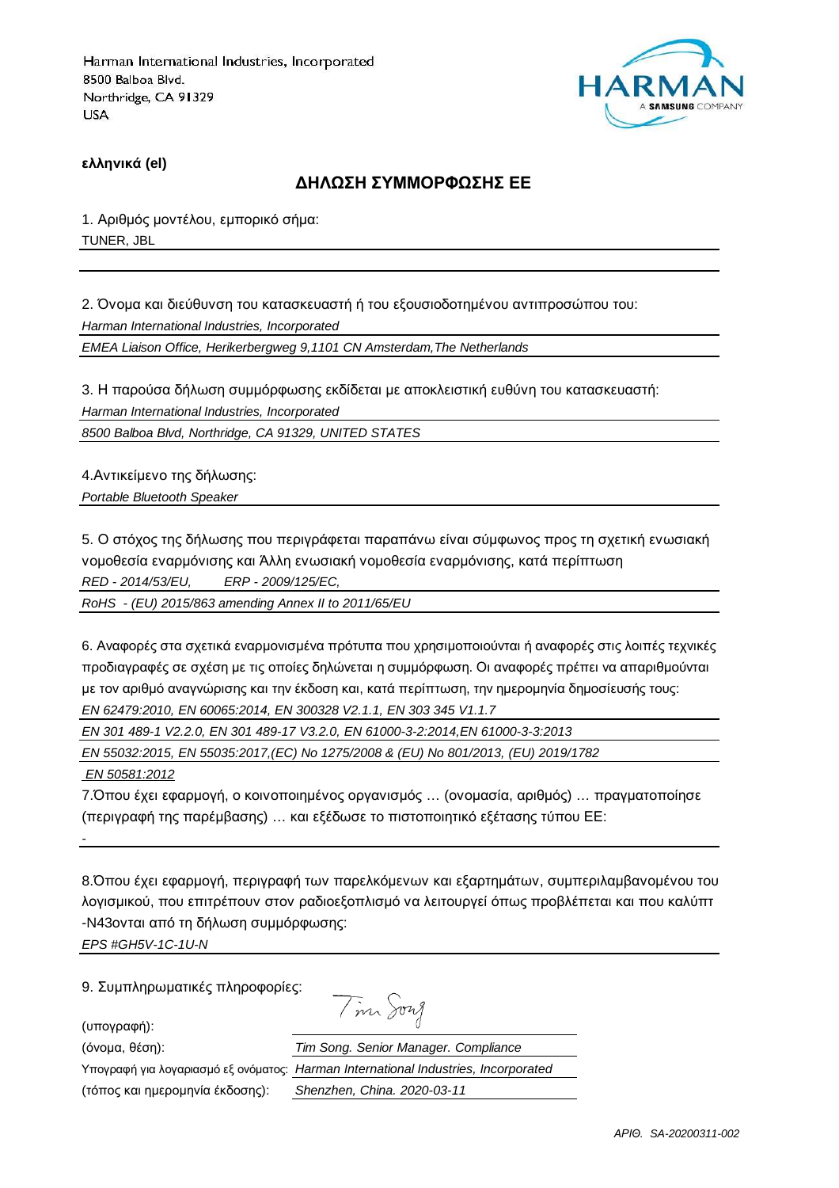Harman International Industries, Incorporated
8500 Balboa Blvd.
Northridge, CA 91329
USA

HARMAN A SAMSUNG COMPANY

**ελληνικά (el)**

## ΔΗΛΩΣΗ ΣΥΜΜΟΡΦΩΣΗΣ ΕΕ

1. Αριθμός μοντέλου, εμπορικό σήμα:

TUNER, JBL

2. Όνομα και διεύθυνση του κατασκευαστή ή του εξουσιοδοτημένου αντιπροσώπου του:

*Harman International Industries, Incorporated*

*EMEA Liaison Office, Herikerbergweg 9,1101 CN Amsterdam,The Netherlands*

3. Η παρούσα δήλωση συμμόρφωσης εκδίδεται με αποκλειστική ευθύνη του κατασκευαστή:

*Harman International Industries, Incorporated*

*8500 Balboa Blvd, Northridge, CA 91329, UNITED STATES*

4.Αντικείμενο της δήλωσης:

*Portable Bluetooth Speaker*

5. Ο στόχος της δήλωσης που περιγράφεται παραπάνω είναι σύμφωνος προς τη σχετική ενωσιακή νομοθεσία εναρμόνισης και Άλλη ενωσιακή νομοθεσία εναρμόνισης, κατά περίπτωση

*RED - 2014/53/EU,   ERP - 2009/125/EC,*

*RoHS - (EU) 2015/863 amending Annex II to 2011/65/EU*

6. Αναφορές στα σχετικά εναρμονισμένα πρότυπα που χρησιμοποιούνται ή αναφορές στις λοιπές τεχνικές προδιαγραφές σε σχέση με τις οποίες δηλώνεται η συμμόρφωση. Οι αναφορές πρέπει να απαριθμούνται με τον αριθμό αναγνώρισης και την έκδοση και, κατά περίπτωση, την ημερομηνία δημοσίευσής τους:

*EN 62479:2010, EN 60065:2014, EN 300328 V2.1.1, EN 303 345 V1.1.7*

*EN 301 489-1 V2.2.0, EN 301 489-17 V3.2.0, EN 61000-3-2:2014,EN 61000-3-3:2013*

*EN 55032:2015, EN 55035:2017,(EC) No 1275/2008 & (EU) No 801/2013, (EU) 2019/1782*

*EN 50581:2012*

7.Όπου έχει εφαρμογή, ο κοινοποιημένος οργανισμός … (ονομασία, αριθμός) … πραγματοποίησε (περιγραφή της παρέμβασης) … και εξέδωσε το πιστοποιητικό εξέτασης τύπου ΕΕ:

-

8.Όπου έχει εφαρμογή, περιγραφή των παρελκόμενων και εξαρτημάτων, συμπεριλαμβανομένου του λογισμικού, που επιτρέπουν στον ραδιοεξοπλισμό να λειτουργεί όπως προβλέπεται και που καλύπτ -N43ονται από τη δήλωση συμμόρφωσης:

*EPS #GH5V-1C-1U-N*

9. Συμπληρωματικές πληροφορίες:

(υπογραφή): Tim Song

(όνομα, θέση): *Tim Song. Senior Manager. Compliance*

Υπογραφή για λογαριασμό εξ ονόματος: *Harman International Industries, Incorporated*

(τόπος και ημερομηνία έκδοσης): *Shenzhen, China. 2020-03-11*

*ΑΡΙΘ. SA-20200311-002*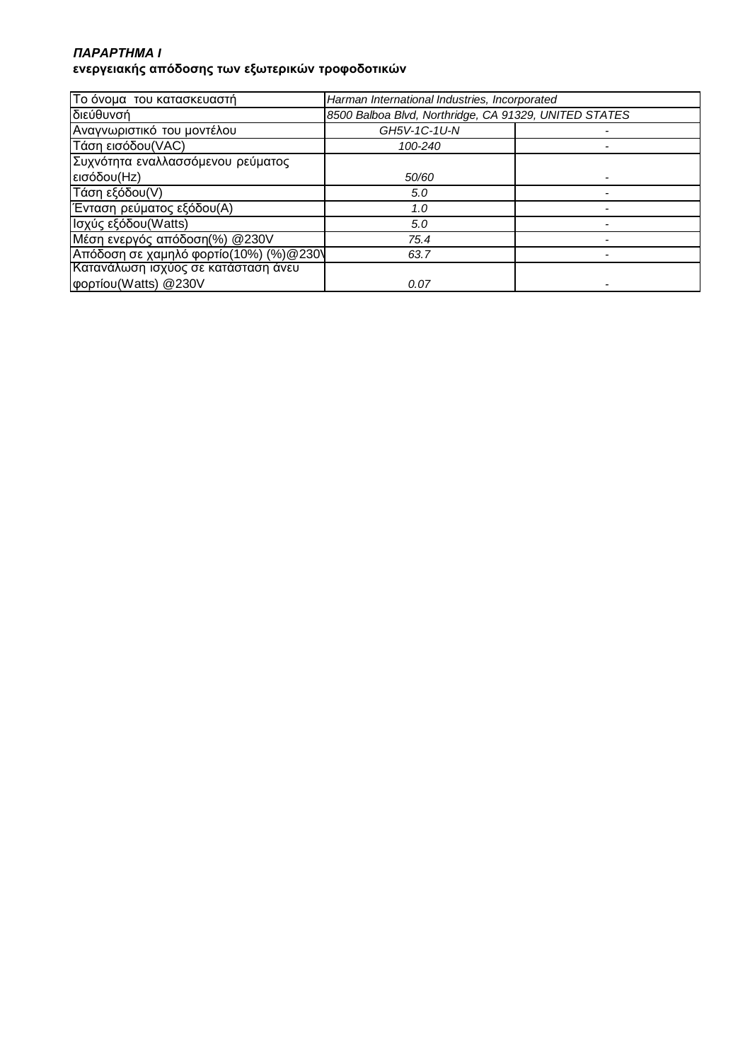***ΠΑΡΑΡΤΗΜΑ Ι***
**ενεργειακής απόδοσης των εξωτερικών τροφοδοτικών**

| Το όνομα του κατασκευαστή | *Harman International Industries, Incorporated* | |
|---|---|---|
| διεύθυνσή | *8500 Balboa Blvd, Northridge, CA 91329, UNITED STATES* | |
| Αναγνωριστικό του μοντέλου | *GH5V-1C-1U-N* | - |
| Τάση εισόδου(VAC) | *100-240* | - |
| Συχνότητα εναλλασσόμενου ρεύματος εισόδου(Hz) | *50/60* | - |
| Τάση εξόδου(V) | *5.0* | - |
| Ένταση ρεύματος εξόδου(A) | *1.0* | - |
| Ισχύς εξόδου(Watts) | *5.0* | - |
| Μέση ενεργός απόδοση(%) @230V | *75.4* | - |
| Απόδοση σε χαμηλό φορτίο(10%) (%)@230V | *63.7* | - |
| Κατανάλωση ισχύος σε κατάσταση άνευ φορτίου(Watts) @230V | *0.07* | - |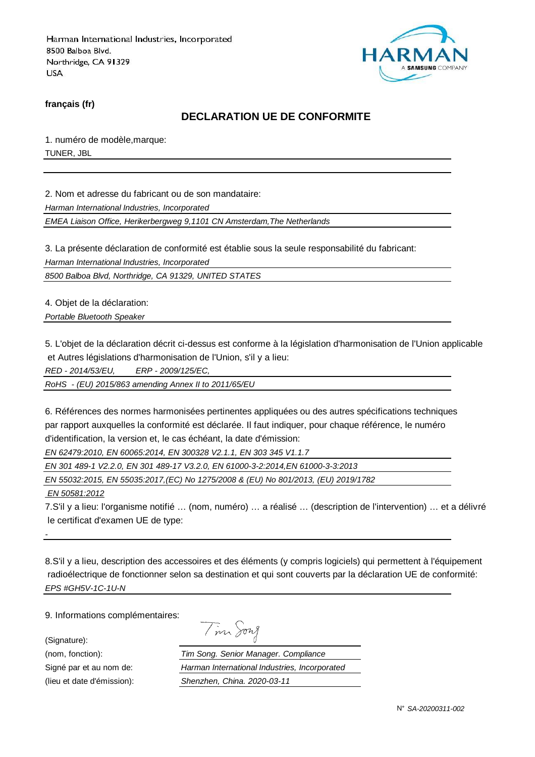Harman International Industries, Incorporated
8500 Balboa Blvd.
Northridge, CA 91329
USA

**français (fr)**

## DECLARATION UE DE CONFORMITE

1. numéro de modèle,marque:

TUNER, JBL

2. Nom et adresse du fabricant ou de son mandataire:

*Harman International Industries, Incorporated*

*EMEA Liaison Office, Herikerbergweg 9,1101 CN Amsterdam,The Netherlands*

3. La présente déclaration de conformité est établie sous la seule responsabilité du fabricant:

*Harman International Industries, Incorporated*

*8500 Balboa Blvd, Northridge, CA 91329, UNITED STATES*

4. Objet de la déclaration:

*Portable Bluetooth Speaker*

5. L'objet de la déclaration décrit ci-dessus est conforme à la législation d'harmonisation de l'Union applicable et Autres législations d'harmonisation de l'Union, s'il y a lieu:

*RED - 2014/53/EU, ERP - 2009/125/EC,*

*RoHS - (EU) 2015/863 amending Annex II to 2011/65/EU*

6. Références des normes harmonisées pertinentes appliquées ou des autres spécifications techniques par rapport auxquelles la conformité est déclarée. Il faut indiquer, pour chaque référence, le numéro d'identification, la version et, le cas échéant, la date d'émission:

*EN 62479:2010, EN 60065:2014, EN 300328 V2.1.1, EN 303 345 V1.1.7*

*EN 301 489-1 V2.2.0, EN 301 489-17 V3.2.0, EN 61000-3-2:2014,EN 61000-3-3:2013*

*EN 55032:2015, EN 55035:2017,(EC) No 1275/2008 & (EU) No 801/2013, (EU) 2019/1782*

*EN 50581:2012*

7.S'il y a lieu: l'organisme notifié … (nom, numéro) … a réalisé … (description de l'intervention) … et a délivré le certificat d'examen UE de type:

-

8.S'il y a lieu, description des accessoires et des éléments (y compris logiciels) qui permettent à l'équipement radioélectrique de fonctionner selon sa destination et qui sont couverts par la déclaration UE de conformité:

*EPS #GH5V-1C-1U-N*

9. Informations complémentaires:

(Signature): Tim Song

(nom, fonction): *Tim Song. Senior Manager. Compliance*

Signé par et au nom de: *Harman International Industries, Incorporated*

(lieu et date d'émission): *Shenzhen, China. 2020-03-11*

N° *SA-20200311-002*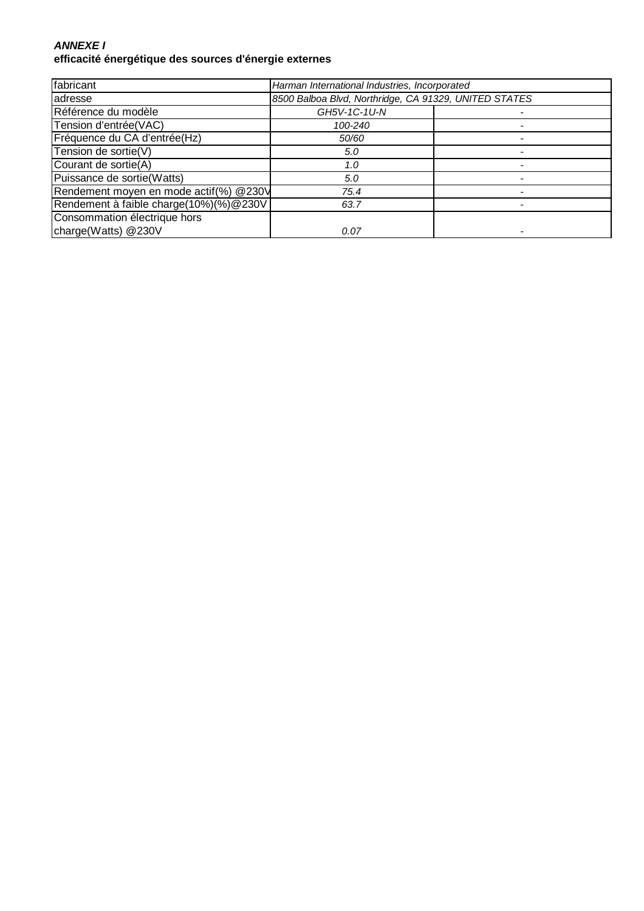***ANNEXE I***
**efficacité énergétique des sources d'énergie externes**

| fabricant | *Harman International Industries, Incorporated* | |
|---|---|---|
| adresse | *8500 Balboa Blvd, Northridge, CA 91329, UNITED STATES* | |
| Référence du modèle | *GH5V-1C-1U-N* | - |
| Tension d'entrée(VAC) | *100-240* | - |
| Fréquence du CA d'entrée(Hz) | *50/60* | - |
| Tension de sortie(V) | *5.0* | - |
| Courant de sortie(A) | *1.0* | - |
| Puissance de sortie(Watts) | *5.0* | - |
| Rendement moyen en mode actif(%) @230V | *75.4* | - |
| Rendement à faible charge(10%)(%)@230V | *63.7* | - |
| Consommation électrique hors charge(Watts) @230V | *0.07* | - |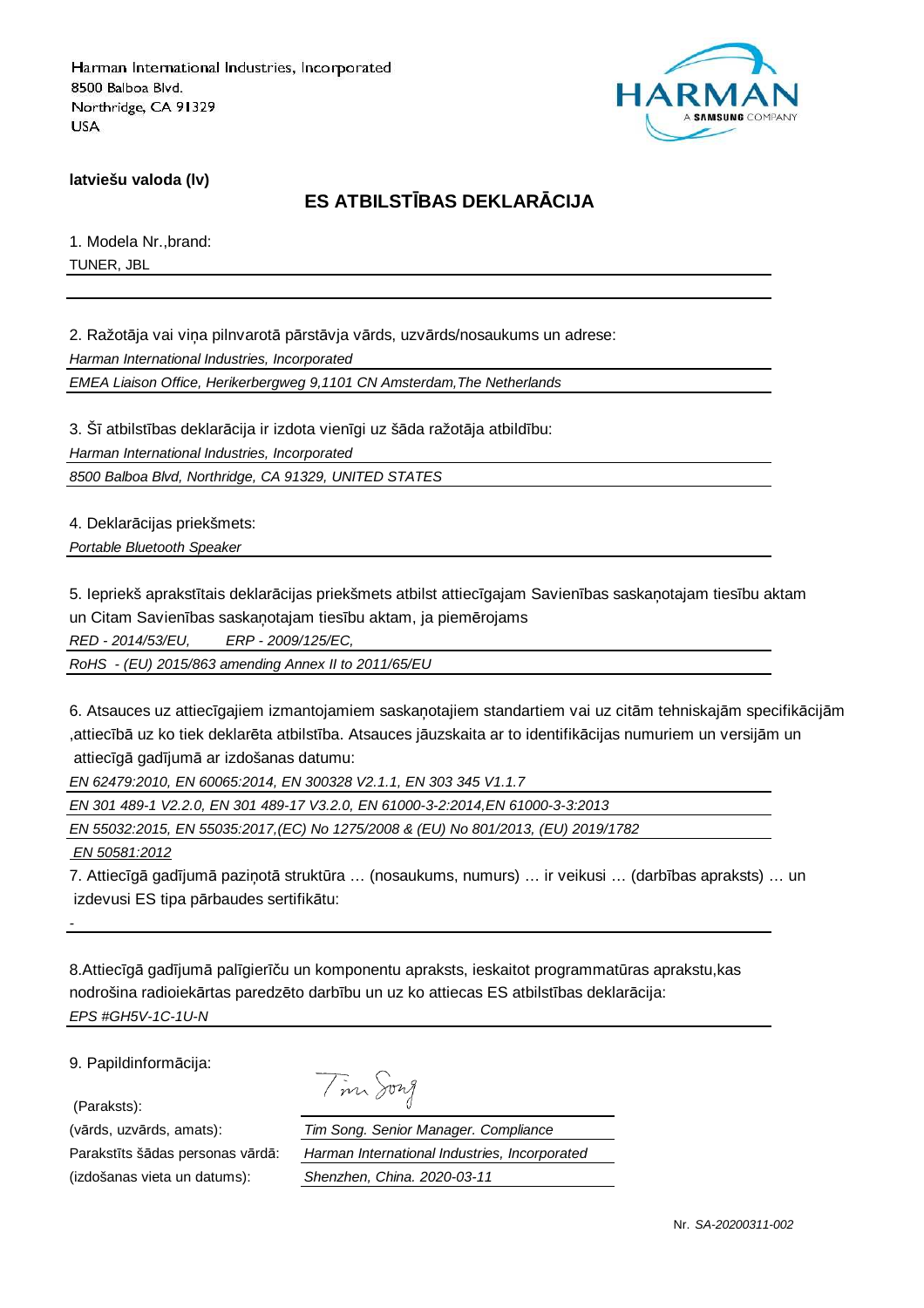Harman International Industries, Incorporated
8500 Balboa Blvd.
Northridge, CA 91329
USA

**latviešu valoda (lv)**

## ES ATBILSTĪBAS DEKLARĀCIJA

1. Modela Nr.,brand:

TUNER, JBL

2. Ražotāja vai viņa pilnvarotā pārstāvja vārds, uzvārds/nosaukums un adrese:

*Harman International Industries, Incorporated*

*EMEA Liaison Office, Herikerbergweg 9,1101 CN Amsterdam,The Netherlands*

3. Šī atbilstības deklarācija ir izdota vienīgi uz šāda ražotāja atbildību:

*Harman International Industries, Incorporated*

*8500 Balboa Blvd, Northridge, CA 91329, UNITED STATES*

4. Deklarācijas priekšmets:

*Portable Bluetooth Speaker*

5. Iepriekš aprakstītais deklarācijas priekšmets atbilst attiecīgajam Savienības saskaņotajam tiesību aktam un Citam Savienības saskaņotajam tiesību aktam, ja piemērojams

*RED - 2014/53/EU, ERP - 2009/125/EC,*

*RoHS - (EU) 2015/863 amending Annex II to 2011/65/EU*

6. Atsauces uz attiecīgajiem izmantojamiem saskaņotajiem standartiem vai uz citām tehniskajām specifikācijām ,attiecībā uz ko tiek deklarēta atbilstība. Atsauces jāuzskaita ar to identifikācijas numuriem un versijām un attiecīgā gadījumā ar izdošanas datumu:

*EN 62479:2010, EN 60065:2014, EN 300328 V2.1.1, EN 303 345 V1.1.7*

*EN 301 489-1 V2.2.0, EN 301 489-17 V3.2.0, EN 61000-3-2:2014,EN 61000-3-3:2013*

*EN 55032:2015, EN 55035:2017,(EC) No 1275/2008 & (EU) No 801/2013, (EU) 2019/1782*

*EN 50581:2012*

7. Attiecīgā gadījumā paziņotā struktūra … (nosaukums, numurs) … ir veikusi … (darbības apraksts) … un izdevusi ES tipa pārbaudes sertifikātu:

-

8.Attiecīgā gadījumā palīgierīču un komponentu apraksts, ieskaitot programmatūras aprakstu,kas nodrošina radioiekārtas paredzēto darbību un uz ko attiecas ES atbilstības deklarācija:

*EPS #GH5V-1C-1U-N*

9. Papildinformācija:

(Paraksts): Tim Song

(vārds, uzvārds, amats): *Tim Song. Senior Manager. Compliance*

Parakstīts šādas personas vārdā: *Harman International Industries, Incorporated*

(izdošanas vieta un datums): *Shenzhen, China. 2020-03-11*

Nr. *SA-20200311-002*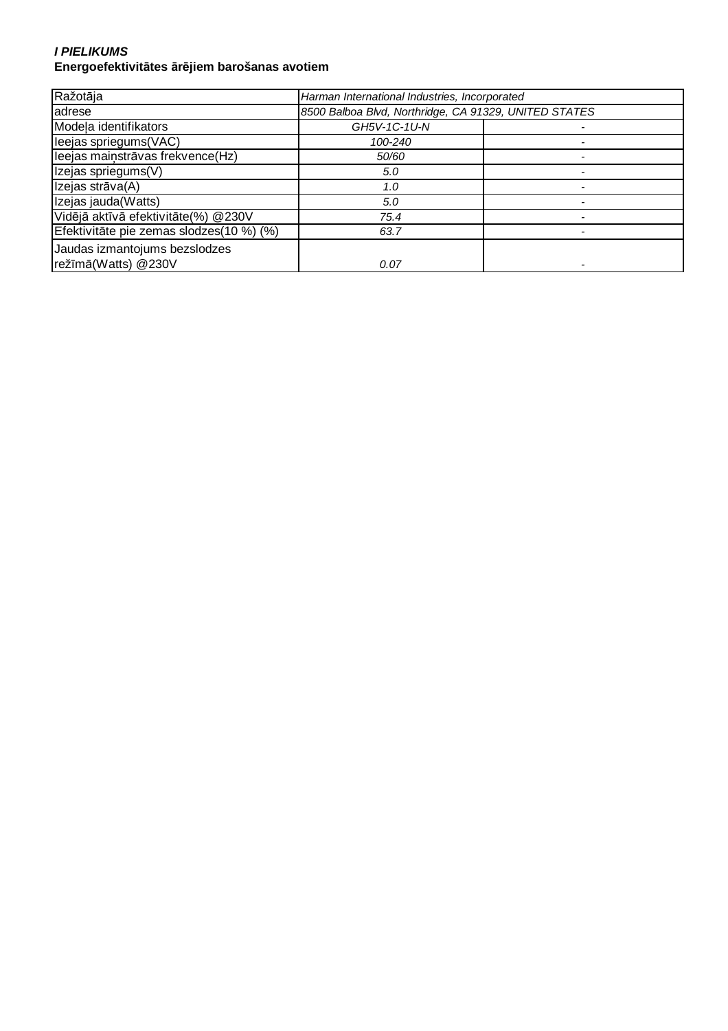***I PIELIKUMS***

**Energoefektivitātes ārējiem barošanas avotiem**

| Ražotāja | *Harman International Industries, Incorporated* | |
|---|---|---|
| adrese | *8500 Balboa Blvd, Northridge, CA 91329, UNITED STATES* | |
| Modeļa identifikators | *GH5V-1C-1U-N* | - |
| Ieejas spriegums(VAC) | *100-240* | - |
| Ieejas maiņstrāvas frekvence(Hz) | *50/60* | - |
| Izejas spriegums(V) | *5.0* | - |
| Izejas strāva(A) | *1.0* | - |
| Izejas jauda(Watts) | *5.0* | - |
| Vidējā aktīvā efektivitāte(%) @230V | *75.4* | - |
| Efektivitāte pie zemas slodzes(10 %) (%) | *63.7* | - |
| Jaudas izmantojums bezslodzes režīmā(Watts) @230V | *0.07* | - |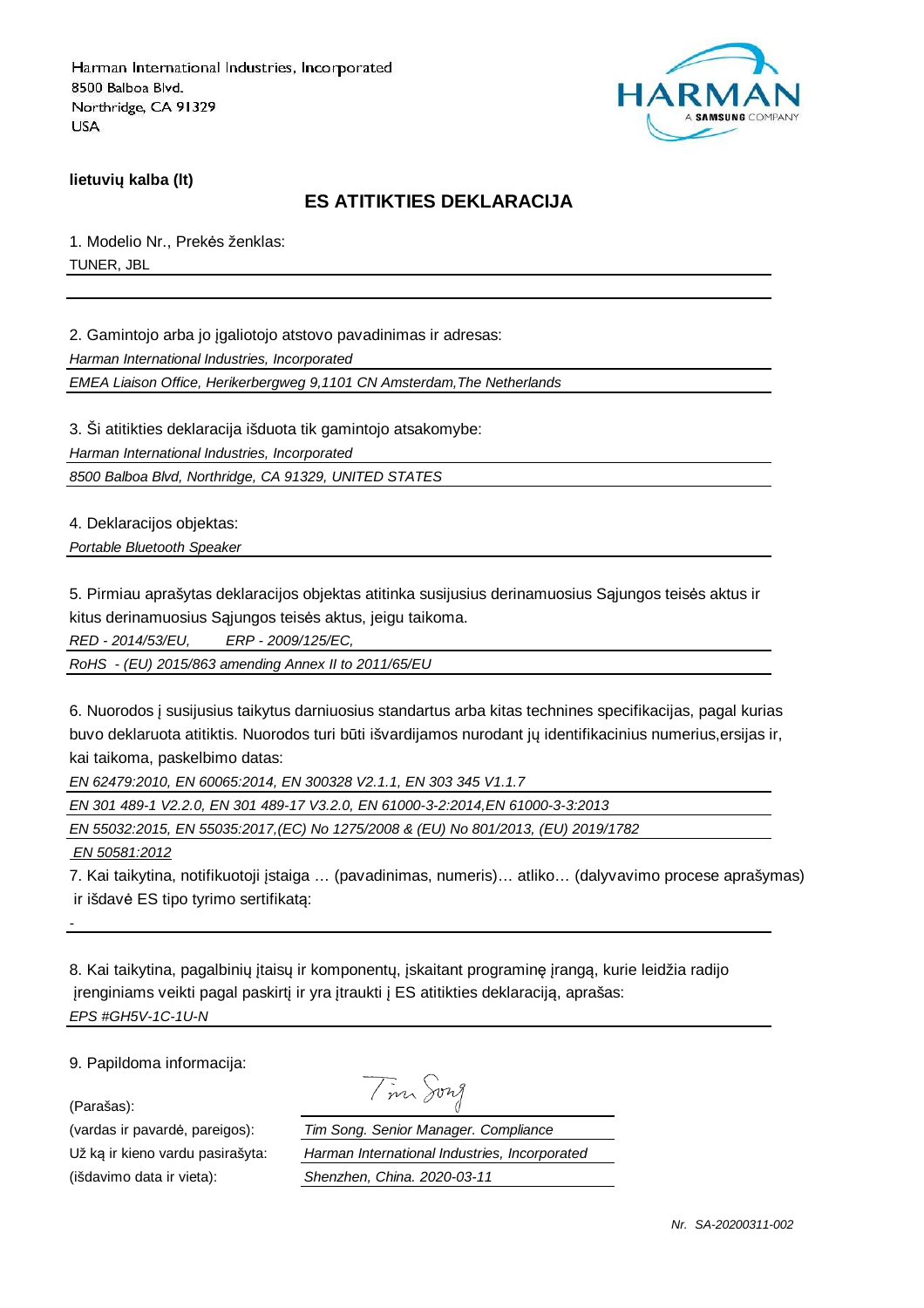Harman International Industries, Incorporated
8500 Balboa Blvd.
Northridge, CA 91329
USA

HARMAN
A SAMSUNG COMPANY

**lietuvių kalba (lt)**

## ES ATITIKTIES DEKLARACIJA

1. Modelio Nr., Prekės ženklas:

TUNER, JBL

2. Gamintojo arba jo įgaliotojo atstovo pavadinimas ir adresas:

*Harman International Industries, Incorporated*

*EMEA Liaison Office, Herikerbergweg 9,1101 CN Amsterdam,The Netherlands*

3. Ši atitikties deklaracija išduota tik gamintojo atsakomybe:

*Harman International Industries, Incorporated*

*8500 Balboa Blvd, Northridge, CA 91329, UNITED STATES*

4. Deklaracijos objektas:

*Portable Bluetooth Speaker*

5. Pirmiau aprašytas deklaracijos objektas atitinka susijusius derinamuosius Sąjungos teisės aktus ir kitus derinamuosius Sąjungos teisės aktus, jeigu taikoma.

*RED - 2014/53/EU,  ERP - 2009/125/EC,*

*RoHS - (EU) 2015/863 amending Annex II to 2011/65/EU*

6. Nuorodos į susijusius taikytus darniuosius standartus arba kitas technines specifikacijas, pagal kurias buvo deklaruota atitiktis. Nuorodos turi būti išvardijamos nurodant jų identifikacinius numerius,ersijas ir, kai taikoma, paskelbimo datas:

*EN 62479:2010, EN 60065:2014, EN 300328 V2.1.1, EN 303 345 V1.1.7*

*EN 301 489-1 V2.2.0, EN 301 489-17 V3.2.0, EN 61000-3-2:2014,EN 61000-3-3:2013*

*EN 55032:2015, EN 55035:2017,(EC) No 1275/2008 & (EU) No 801/2013, (EU) 2019/1782*

*EN 50581:2012*

7. Kai taikytina, notifikuotoji įstaiga … (pavadinimas, numeris)… atliko… (dalyvavimo procese aprašymas) ir išdavė ES tipo tyrimo sertifikatą:

-

8. Kai taikytina, pagalbinių įtaisų ir komponentų, įskaitant programinę įrangą, kurie leidžia radijo įrenginiams veikti pagal paskirtį ir yra įtraukti į ES atitikties deklaraciją, aprašas:

*EPS #GH5V-1C-1U-N*

9. Papildoma informacija:

(Parašas):

(vardas ir pavardė, pareigos): *Tim Song. Senior Manager. Compliance*

Už ką ir kieno vardu pasirašyta: *Harman International Industries, Incorporated*

(išdavimo data ir vieta): *Shenzhen, China. 2020-03-11*

*Nr. SA-20200311-002*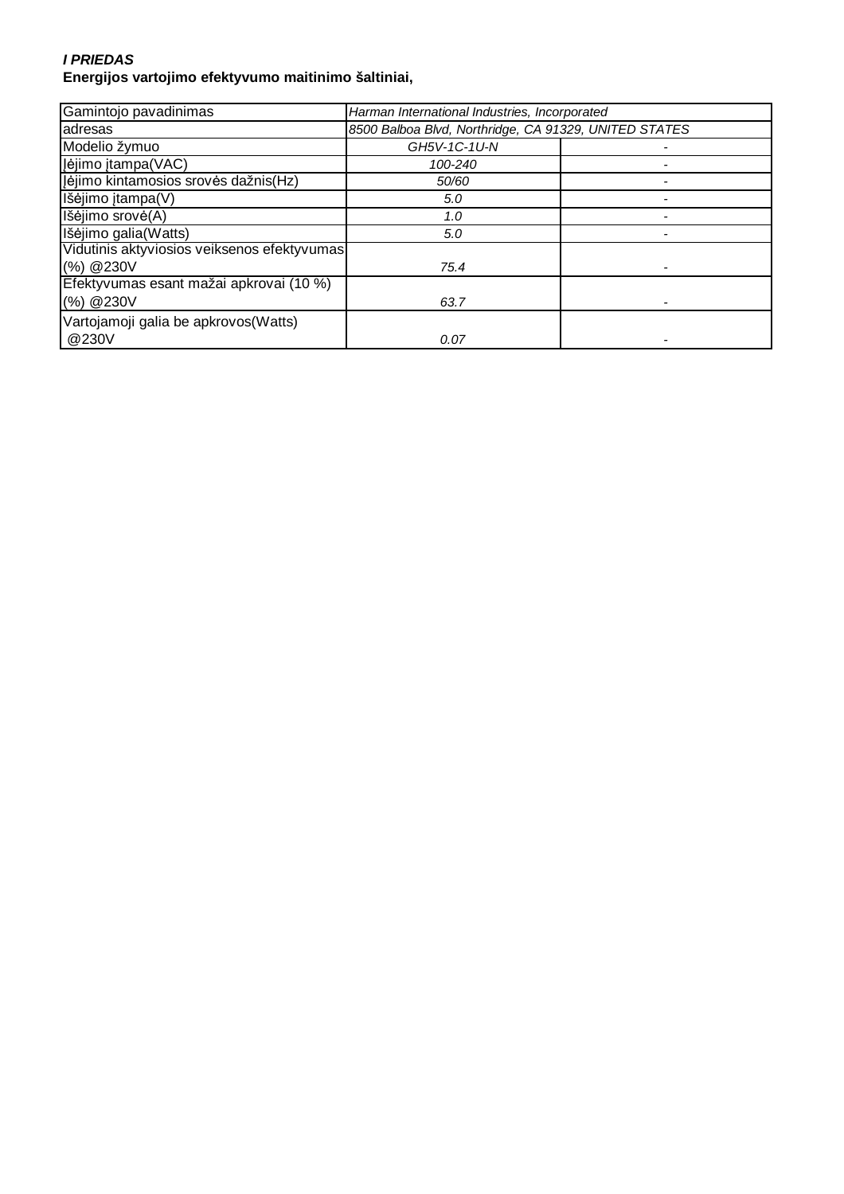***I PRIEDAS***

**Energijos vartojimo efektyvumo maitinimo šaltiniai,**

| Gamintojo pavadinimas | *Harman International Industries, Incorporated* | |
|---|---|---|
| adresas | *8500 Balboa Blvd, Northridge, CA 91329, UNITED STATES* | |
| Modelio žymuo | *GH5V-1C-1U-N* | - |
| Įėjimo įtampa(VAC) | *100-240* | - |
| Įėjimo kintamosios srovės dažnis(Hz) | *50/60* | - |
| Išėjimo įtampa(V) | *5.0* | - |
| Išėjimo srovė(A) | *1.0* | - |
| Išėjimo galia(Watts) | *5.0* | - |
| Vidutinis aktyviosios veiksenos efektyvumas (%) @230V | *75.4* | - |
| Efektyvumas esant mažai apkrovai (10 %) (%) @230V | *63.7* | - |
| Vartojamoji galia be apkrovos(Watts) @230V | *0.07* | - |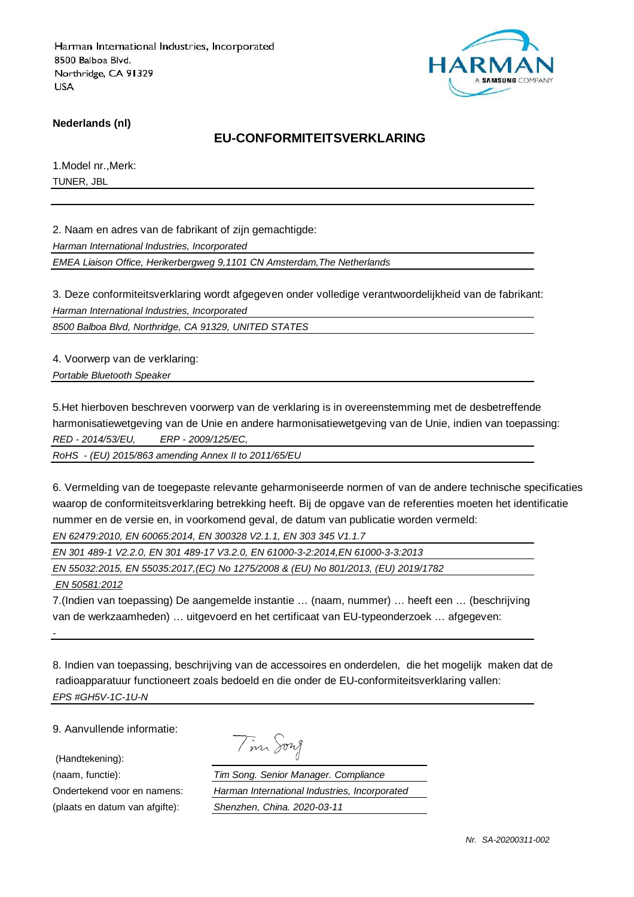Harman International Industries, Incorporated
8500 Balboa Blvd.
Northridge, CA 91329
USA

HARMAN
A SAMSUNG COMPANY

**Nederlands (nl)**

## EU-CONFORMITEITSVERKLARING

1.Model nr.,Merk:

TUNER, JBL

2. Naam en adres van de fabrikant of zijn gemachtigde:

*Harman International Industries, Incorporated*

*EMEA Liaison Office, Herikerbergweg 9,1101 CN Amsterdam,The Netherlands*

3. Deze conformiteitsverklaring wordt afgegeven onder volledige verantwoordelijkheid van de fabrikant:

*Harman International Industries, Incorporated*

*8500 Balboa Blvd, Northridge, CA 91329, UNITED STATES*

4. Voorwerp van de verklaring:

*Portable Bluetooth Speaker*

5.Het hierboven beschreven voorwerp van de verklaring is in overeenstemming met de desbetreffende harmonisatiewetgeving van de Unie en andere harmonisatiewetgeving van de Unie, indien van toepassing:

*RED - 2014/53/EU, ERP - 2009/125/EC,*

*RoHS - (EU) 2015/863 amending Annex II to 2011/65/EU*

6. Vermelding van de toegepaste relevante geharmoniseerde normen of van de andere technische specificaties waarop de conformiteitsverklaring betrekking heeft. Bij de opgave van de referenties moeten het identificatie nummer en de versie en, in voorkomend geval, de datum van publicatie worden vermeld:

*EN 62479:2010, EN 60065:2014, EN 300328 V2.1.1, EN 303 345 V1.1.7*

*EN 301 489-1 V2.2.0, EN 301 489-17 V3.2.0, EN 61000-3-2:2014,EN 61000-3-3:2013*

*EN 55032:2015, EN 55035:2017,(EC) No 1275/2008 & (EU) No 801/2013, (EU) 2019/1782*

*EN 50581:2012*

7.(Indien van toepassing) De aangemelde instantie … (naam, nummer) … heeft een … (beschrijving van de werkzaamheden) … uitgevoerd en het certificaat van EU-typeonderzoek … afgegeven:

-

8. Indien van toepassing, beschrijving van de accessoires en onderdelen, die het mogelijk maken dat de radioapparatuur functioneert zoals bedoeld en die onder de EU-conformiteitsverklaring vallen:

*EPS #GH5V-1C-1U-N*

9. Aanvullende informatie:

(Handtekening): Tim Song

(naam, functie): *Tim Song. Senior Manager. Compliance*

Ondertekend voor en namens: *Harman International Industries, Incorporated*

(plaats en datum van afgifte): *Shenzhen, China. 2020-03-11*

*Nr. SA-20200311-002*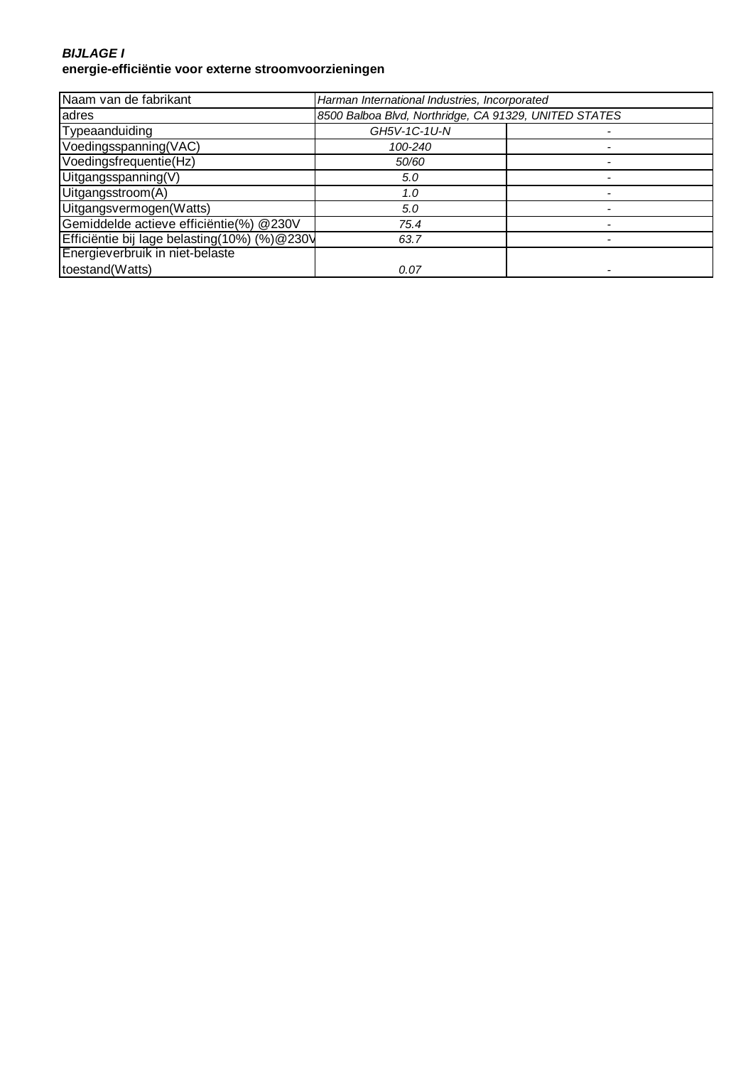***BIJLAGE I***
**energie-efficiëntie voor externe stroomvoorzieningen**

| Naam van de fabrikant | *Harman International Industries, Incorporated* | |
|---|---|---|
| adres | *8500 Balboa Blvd, Northridge, CA 91329, UNITED STATES* | |
| Typeaanduiding | *GH5V-1C-1U-N* | - |
| Voedingsspanning(VAC) | *100-240* | - |
| Voedingsfrequentie(Hz) | *50/60* | - |
| Uitgangsspanning(V) | *5.0* | - |
| Uitgangsstroom(A) | *1.0* | - |
| Uitgangsvermogen(Watts) | *5.0* | - |
| Gemiddelde actieve efficiëntie(%) @230V | *75.4* | - |
| Efficiëntie bij lage belasting(10%) (%)@230V | *63.7* | - |
| Energieverbruik in niet-belaste toestand(Watts) | *0.07* | - |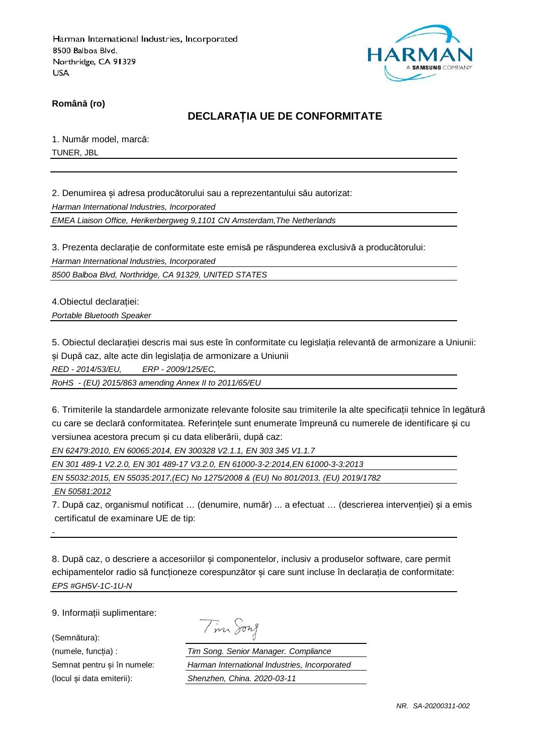Harman International Industries, Incorporated
8500 Balboa Blvd.
Northridge, CA 91329
USA

**Română (ro)**

## DECLARAȚIA UE DE CONFORMITATE

1. Număr model, marcă:

TUNER, JBL

2. Denumirea și adresa producătorului sau a reprezentantului său autorizat:

*Harman International Industries, Incorporated*

*EMEA Liaison Office, Herikerbergweg 9,1101 CN Amsterdam,The Netherlands*

3. Prezenta declarație de conformitate este emisă pe răspunderea exclusivă a producătorului:

*Harman International Industries, Incorporated*

*8500 Balboa Blvd, Northridge, CA 91329, UNITED STATES*

4.Obiectul declarației:

*Portable Bluetooth Speaker*

5. Obiectul declarației descris mai sus este în conformitate cu legislația relevantă de armonizare a Uniunii: și După caz, alte acte din legislația de armonizare a Uniunii

*RED - 2014/53/EU, ERP - 2009/125/EC,*

*RoHS - (EU) 2015/863 amending Annex II to 2011/65/EU*

6. Trimiterile la standardele armonizate relevante folosite sau trimiterile la alte specificații tehnice în legătură cu care se declară conformitatea. Referințele sunt enumerate împreună cu numerele de identificare și cu versiunea acestora precum și cu data eliberării, după caz:

*EN 62479:2010, EN 60065:2014, EN 300328 V2.1.1, EN 303 345 V1.1.7*

*EN 301 489-1 V2.2.0, EN 301 489-17 V3.2.0, EN 61000-3-2:2014,EN 61000-3-3:2013*

*EN 55032:2015, EN 55035:2017,(EC) No 1275/2008 & (EU) No 801/2013, (EU) 2019/1782*

*EN 50581:2012*

7. După caz, organismul notificat … (denumire, număr) ... a efectuat … (descrierea intervenției) și a emis certificatul de examinare UE de tip:

-

8. După caz, o descriere a accesoriilor și componentelor, inclusiv a produselor software, care permit echipamentelor radio să funcționeze corespunzător și care sunt incluse în declarația de conformitate:

*EPS #GH5V-1C-1U-N*

9. Informații suplimentare:

(Semnătura):

(numele, funcția) : *Tim Song. Senior Manager. Compliance*

Semnat pentru și în numele: *Harman International Industries, Incorporated*

(locul și data emiterii): *Shenzhen, China. 2020-03-11*

*NR. SA-20200311-002*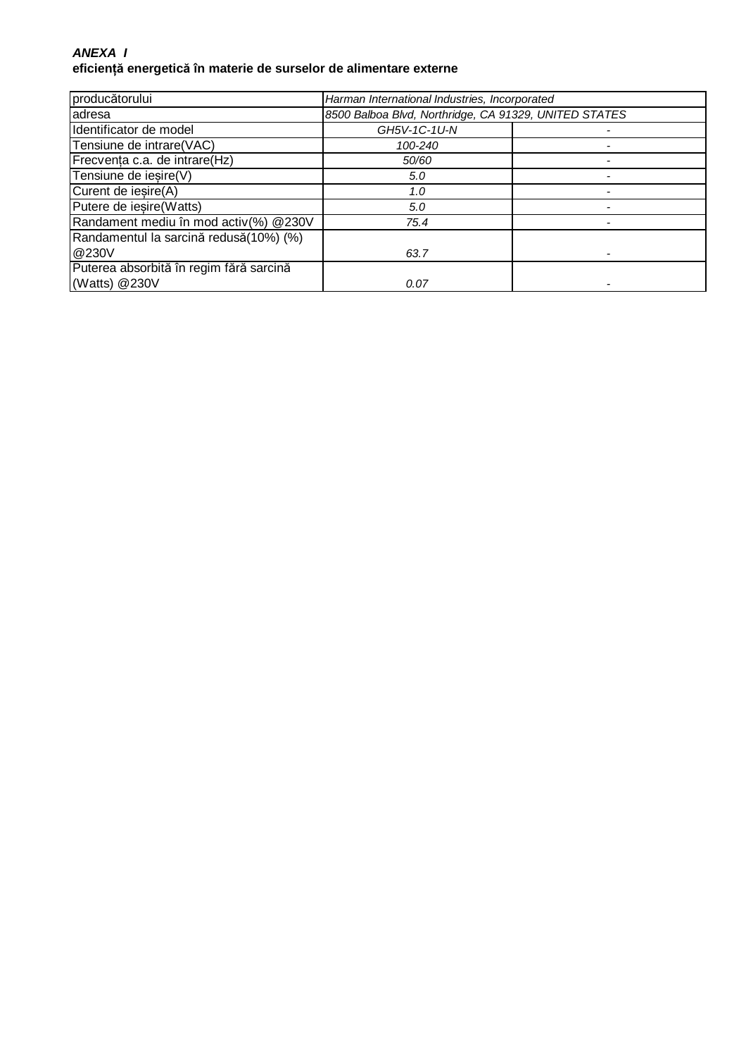***ANEXA I***

**eficiență energetică în materie de surselor de alimentare externe**

| producătorului | *Harman International Industries, Incorporated* | |
|---|---|---|
| adresa | *8500 Balboa Blvd, Northridge, CA 91329, UNITED STATES* | |
| Identificator de model | *GH5V-1C-1U-N* | - |
| Tensiune de intrare(VAC) | *100-240* | - |
| Frecvența c.a. de intrare(Hz) | *50/60* | - |
| Tensiune de ieșire(V) | *5.0* | - |
| Curent de ieșire(A) | *1.0* | - |
| Putere de ieșire(Watts) | *5.0* | - |
| Randament mediu în mod activ(%) @230V | *75.4* | - |
| Randamentul la sarcină redusă(10%) (%) @230V | *63.7* | - |
| Puterea absorbită în regim fără sarcină (Watts) @230V | *0.07* | - |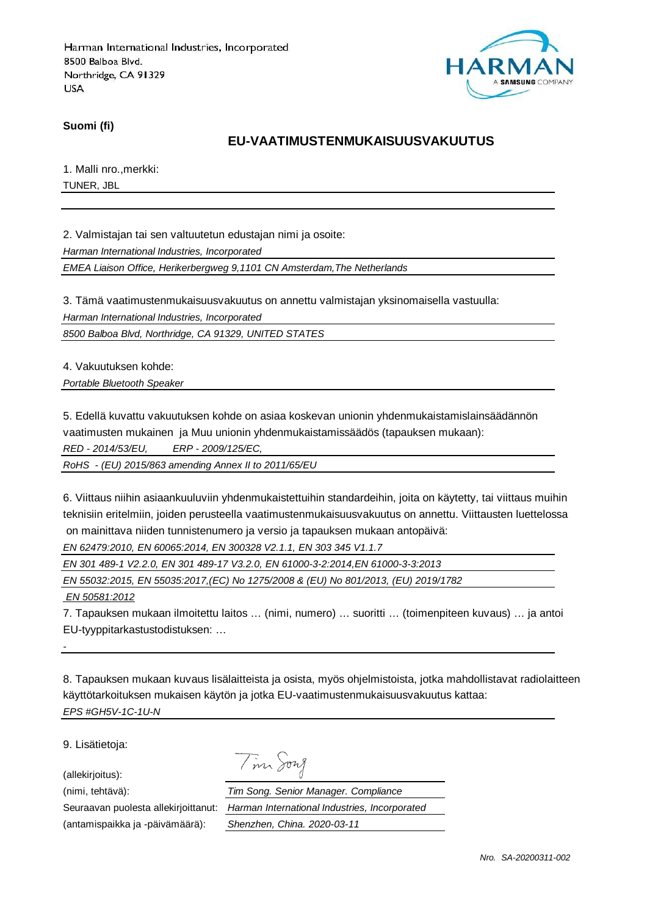Harman International Industries, Incorporated
8500 Balboa Blvd.
Northridge, CA 91329
USA

HARMAN
A SAMSUNG COMPANY

**Suomi (fi)**

## EU-VAATIMUSTENMUKAISUUSVAKUUTUS

1. Malli nro.,merkki:

TUNER, JBL

2. Valmistajan tai sen valtuutetun edustajan nimi ja osoite:

*Harman International Industries, Incorporated*

*EMEA Liaison Office, Herikerbergweg 9,1101 CN Amsterdam,The Netherlands*

3. Tämä vaatimustenmukaisuusvakuutus on annettu valmistajan yksinomaisella vastuulla:

*Harman International Industries, Incorporated*

*8500 Balboa Blvd, Northridge, CA 91329, UNITED STATES*

4. Vakuutuksen kohde:

*Portable Bluetooth Speaker*

5. Edellä kuvattu vakuutuksen kohde on asiaa koskevan unionin yhdenmukaistamislainsäädännön vaatimusten mukainen ja Muu unionin yhdenmukaistamissäädös (tapauksen mukaan):

*RED - 2014/53/EU, ERP - 2009/125/EC,*

*RoHS - (EU) 2015/863 amending Annex II to 2011/65/EU*

6. Viittaus niihin asiaankuuluviin yhdenmukaistettuihin standardeihin, joita on käytetty, tai viittaus muihin teknisiin eritelmiin, joiden perusteella vaatimustenmukaisuusvakuutus on annettu. Viittausten luettelossa on mainittava niiden tunnistenumero ja versio ja tapauksen mukaan antopäivä:

*EN 62479:2010, EN 60065:2014, EN 300328 V2.1.1, EN 303 345 V1.1.7*

*EN 301 489-1 V2.2.0, EN 301 489-17 V3.2.0, EN 61000-3-2:2014,EN 61000-3-3:2013*

*EN 55032:2015, EN 55035:2017,(EC) No 1275/2008 & (EU) No 801/2013, (EU) 2019/1782*

*EN 50581:2012*

7. Tapauksen mukaan ilmoitettu laitos … (nimi, numero) … suoritti … (toimenpiteen kuvaus) … ja antoi EU-tyyppitarkastustodistuksen: …

-

8. Tapauksen mukaan kuvaus lisälaitteista ja osista, myös ohjelmistoista, jotka mahdollistavat radiolaitteen käyttötarkoituksen mukaisen käytön ja jotka EU-vaatimustenmukaisuusvakuutus kattaa:

*EPS #GH5V-1C-1U-N*

9. Lisätietoja:

(allekirjoitus): Tim Song

(nimi, tehtävä): *Tim Song. Senior Manager. Compliance*

Seuraavan puolesta allekirjoittanut: *Harman International Industries, Incorporated*

(antamispaikka ja -päivämäärä): *Shenzhen, China. 2020-03-11*

*Nro. SA-20200311-002*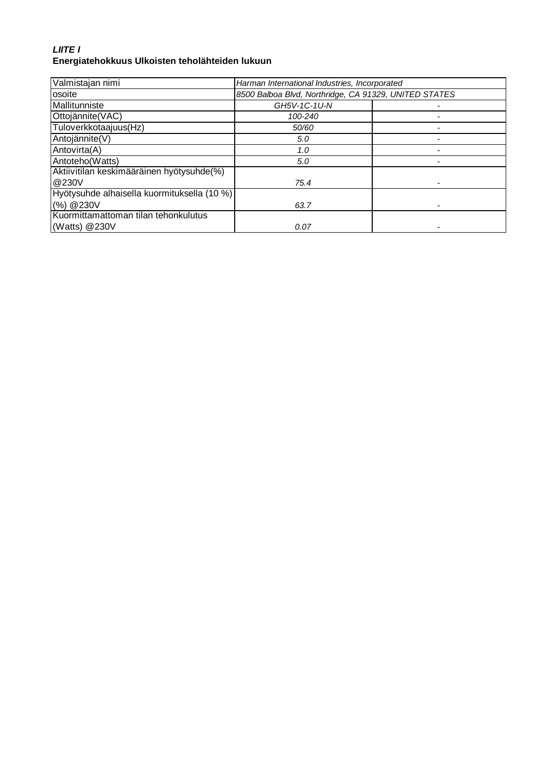***LIITE I***
**Energiatehokkuus Ulkoisten teholähteiden lukuun**

| Valmistajan nimi | *Harman International Industries, Incorporated* | |
|---|---|---|
| osoite | *8500 Balboa Blvd, Northridge, CA 91329, UNITED STATES* | |
| Mallitunniste | *GH5V-1C-1U-N* | - |
| Ottojännite(VAC) | *100-240* | - |
| Tuloverkkotaajuus(Hz) | *50/60* | - |
| Antojännite(V) | *5.0* | - |
| Antovirta(A) | *1.0* | - |
| Antoteho(Watts) | *5.0* | - |
| Aktiivitilan keskimääräinen hyötysuhde(%) @230V | *75.4* | - |
| Hyötysuhde alhaisella kuormituksella (10 %) (%) @230V | *63.7* | - |
| Kuormittamattoman tilan tehonkulutus (Watts) @230V | *0.07* | - |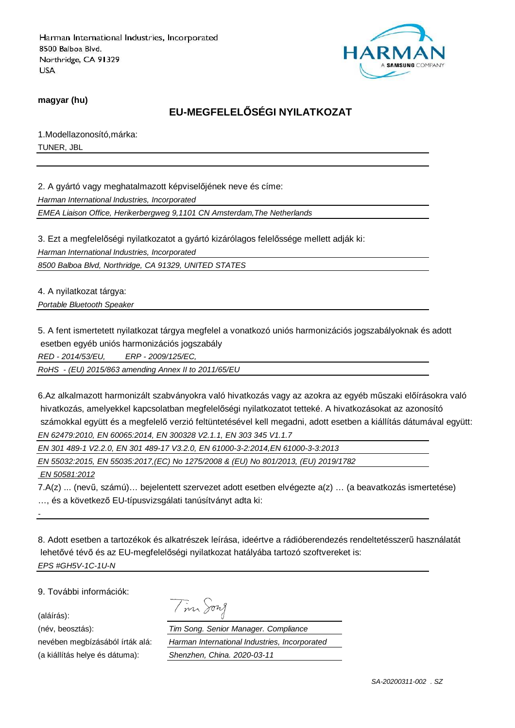Harman International Industries, Incorporated
8500 Balboa Blvd.
Northridge, CA 91329
USA

**magyar (hu)**

## EU-MEGFELELŐSÉGI NYILATKOZAT

1.Modellazonosító,márka:

TUNER, JBL

2. A gyártó vagy meghatalmazott képviselőjének neve és címe:

*Harman International Industries, Incorporated*

*EMEA Liaison Office, Herikerbergweg 9,1101 CN Amsterdam,The Netherlands*

3. Ezt a megfelelőségi nyilatkozatot a gyártó kizárólagos felelőssége mellett adják ki:

*Harman International Industries, Incorporated*

*8500 Balboa Blvd, Northridge, CA 91329, UNITED STATES*

4. A nyilatkozat tárgya:

*Portable Bluetooth Speaker*

5. A fent ismertetett nyilatkozat tárgya megfelel a vonatkozó uniós harmonizációs jogszabályoknak és adott esetben egyéb uniós harmonizációs jogszabály

*RED - 2014/53/EU, ERP - 2009/125/EC,*

*RoHS - (EU) 2015/863 amending Annex II to 2011/65/EU*

6.Az alkalmazott harmonizált szabványokra való hivatkozás vagy az azokra az egyéb műszaki előírásokra való hivatkozás, amelyekkel kapcsolatban megfelelőségi nyilatkozatot tetteké. A hivatkozásokat az azonosító számokkal együtt és a megfelelő verzió feltüntetésével kell megadni, adott esetben a kiállítás dátumával együtt:

*EN 62479:2010, EN 60065:2014, EN 300328 V2.1.1, EN 303 345 V1.1.7*

*EN 301 489-1 V2.2.0, EN 301 489-17 V3.2.0, EN 61000-3-2:2014,EN 61000-3-3:2013*

*EN 55032:2015, EN 55035:2017,(EC) No 1275/2008 & (EU) No 801/2013, (EU) 2019/1782*

*EN 50581:2012*

7.A(z) ... (nevű, számú)… bejelentett szervezet adott esetben elvégezte a(z) … (a beavatkozás ismertetése) …, és a következő EU-típusvizsgálati tanúsítványt adta ki:

-

8. Adott esetben a tartozékok és alkatrészek leírása, ideértve a rádióberendezés rendeltetésszerű használatát lehetővé tévő és az EU-megfelelőségi nyilatkozat hatályába tartozó szoftvereket is:

*EPS #GH5V-1C-1U-N*

9. További információk:

(aláírás): Tim Song

(név, beosztás): *Tim Song. Senior Manager. Compliance*

nevében megbízásából írták alá: *Harman International Industries, Incorporated*

(a kiállítás helye és dátuma): *Shenzhen, China. 2020-03-11*

*SA-20200311-002 . SZ*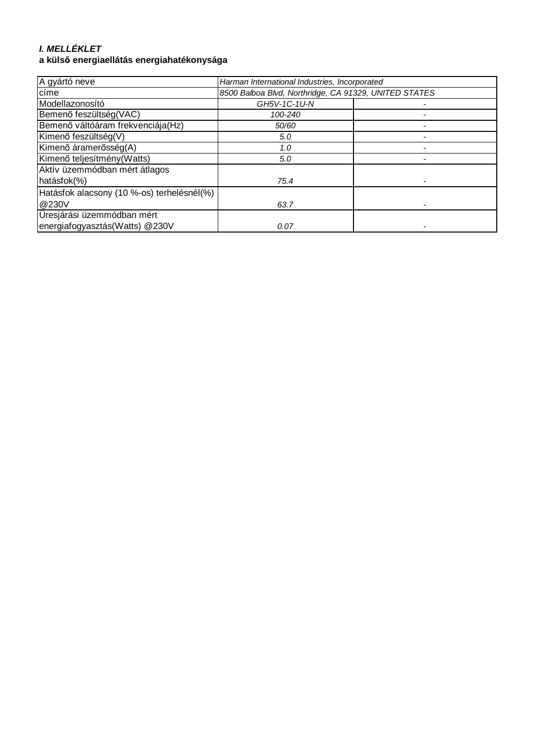***I. MELLÉKLET***
**a külső energiaellátás energiahatékonysága**

| A gyártó neve | *Harman International Industries, Incorporated* | |
|---|---|---|
| címe | *8500 Balboa Blvd, Northridge, CA 91329, UNITED STATES* | |
| Modellazonosító | *GH5V-1C-1U-N* | - |
| Bemenő feszültség(VAC) | *100-240* | - |
| Bemenő váltóáram frekvenciája(Hz) | *50/60* | - |
| Kimenő feszültség(V) | *5.0* | - |
| Kimenő áramerősség(A) | *1.0* | - |
| Kimenő teljesítmény(Watts) | *5.0* | - |
| Aktív üzemmódban mért átlagos hatásfok(%) | *75.4* | - |
| Hatásfok alacsony (10 %-os) terhelésnél(%) @230V | *63.7* | - |
| Üresjárási üzemmódban mért energiafogyasztás(Watts) @230V | *0.07* | - |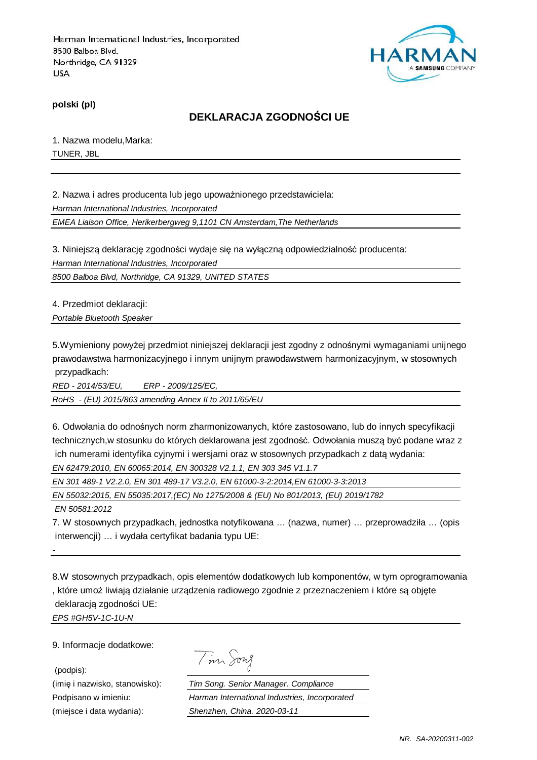Harman International Industries, Incorporated
8500 Balboa Blvd.
Northridge, CA 91329
USA

**polski (pl)**

## DEKLARACJA ZGODNOŚCI UE

1. Nazwa modelu,Marka:

TUNER, JBL

2. Nazwa i adres producenta lub jego upoważnionego przedstawiciela:

*Harman International Industries, Incorporated*

*EMEA Liaison Office, Herikerbergweg 9,1101 CN Amsterdam,The Netherlands*

3. Niniejszą deklarację zgodności wydaje się na wyłączną odpowiedzialność producenta:

*Harman International Industries, Incorporated*

*8500 Balboa Blvd, Northridge, CA 91329, UNITED STATES*

4. Przedmiot deklaracji:

*Portable Bluetooth Speaker*

5.Wymieniony powyżej przedmiot niniejszej deklaracji jest zgodny z odnośnymi wymaganiami unijnego prawodawstwa harmonizacyjnego i innym unijnym prawodawstwem harmonizacyjnym, w stosownych przypadkach:

*RED - 2014/53/EU, ERP - 2009/125/EC,*

*RoHS - (EU) 2015/863 amending Annex II to 2011/65/EU*

6. Odwołania do odnośnych norm zharmonizowanych, które zastosowano, lub do innych specyfikacji technicznych,w stosunku do których deklarowana jest zgodność. Odwołania muszą być podane wraz z ich numerami identyfika cyjnymi i wersjami oraz w stosownych przypadkach z datą wydania:

*EN 62479:2010, EN 60065:2014, EN 300328 V2.1.1, EN 303 345 V1.1.7*

*EN 301 489-1 V2.2.0, EN 301 489-17 V3.2.0, EN 61000-3-2:2014,EN 61000-3-3:2013*

*EN 55032:2015, EN 55035:2017,(EC) No 1275/2008 & (EU) No 801/2013, (EU) 2019/1782*

*EN 50581:2012*

7. W stosownych przypadkach, jednostka notyfikowana … (nazwa, numer) … przeprowadziła … (opis interwencji) … i wydała certyfikat badania typu UE:

-

8.W stosownych przypadkach, opis elementów dodatkowych lub komponentów, w tym oprogramowania , które umoż liwiają działanie urządzenia radiowego zgodnie z przeznaczeniem i które są objęte deklaracją zgodności UE:

*EPS #GH5V-1C-1U-N*

9. Informacje dodatkowe:

| | |
|---|---|
| (podpis): | Tim Song |
| (imię i nazwisko, stanowisko): | *Tim Song. Senior Manager. Compliance* |
| Podpisano w imieniu: | *Harman International Industries, Incorporated* |
| (miejsce i data wydania): | *Shenzhen, China. 2020-03-11* |

*NR. SA-20200311-002*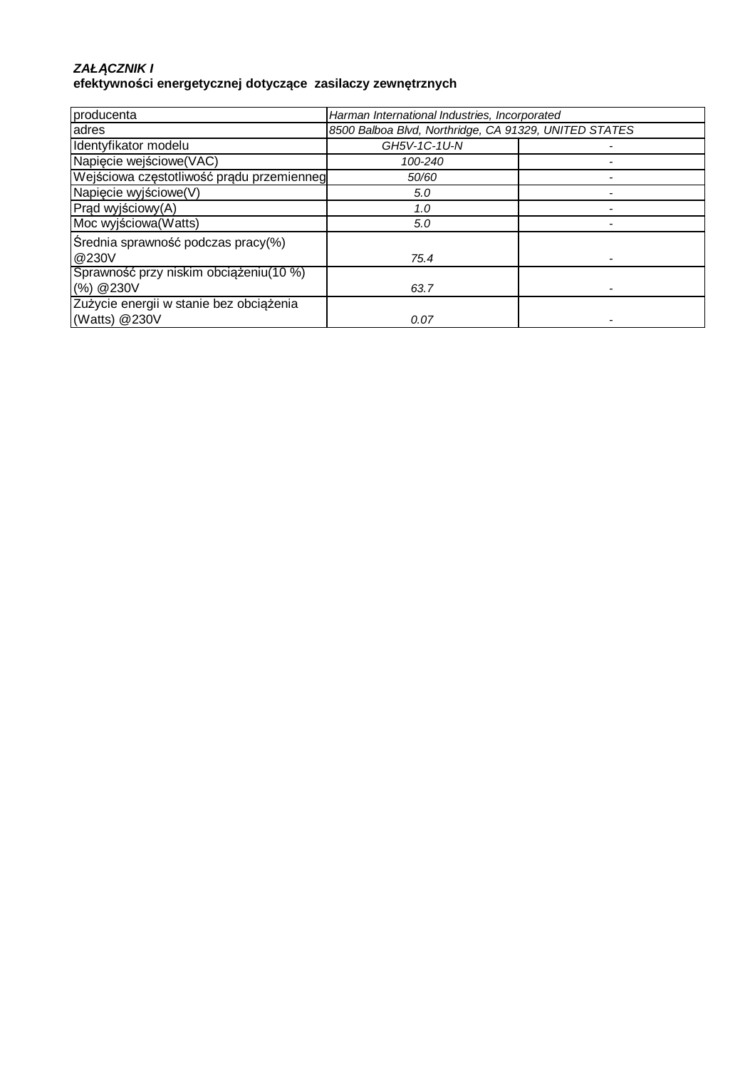***ZAŁĄCZNIK I***
**efektywności energetycznej dotyczące zasilaczy zewnętrznych**

| producenta | *Harman International Industries, Incorporated* | |
|---|---|---|
| adres | *8500 Balboa Blvd, Northridge, CA 91329, UNITED STATES* | |
| Identyfikator modelu | *GH5V-1C-1U-N* | - |
| Napięcie wejściowe(VAC) | *100-240* | - |
| Wejściowa częstotliwość prądu przemienneg | *50/60* | - |
| Napięcie wyjściowe(V) | *5.0* | - |
| Prąd wyjściowy(A) | *1.0* | - |
| Moc wyjściowa(Watts) | *5.0* | - |
| Średnia sprawność podczas pracy(%) @230V | *75.4* | - |
| Sprawność przy niskim obciążeniu(10 %) (%) @230V | *63.7* | - |
| Zużycie energii w stanie bez obciążenia (Watts) @230V | *0.07* | - |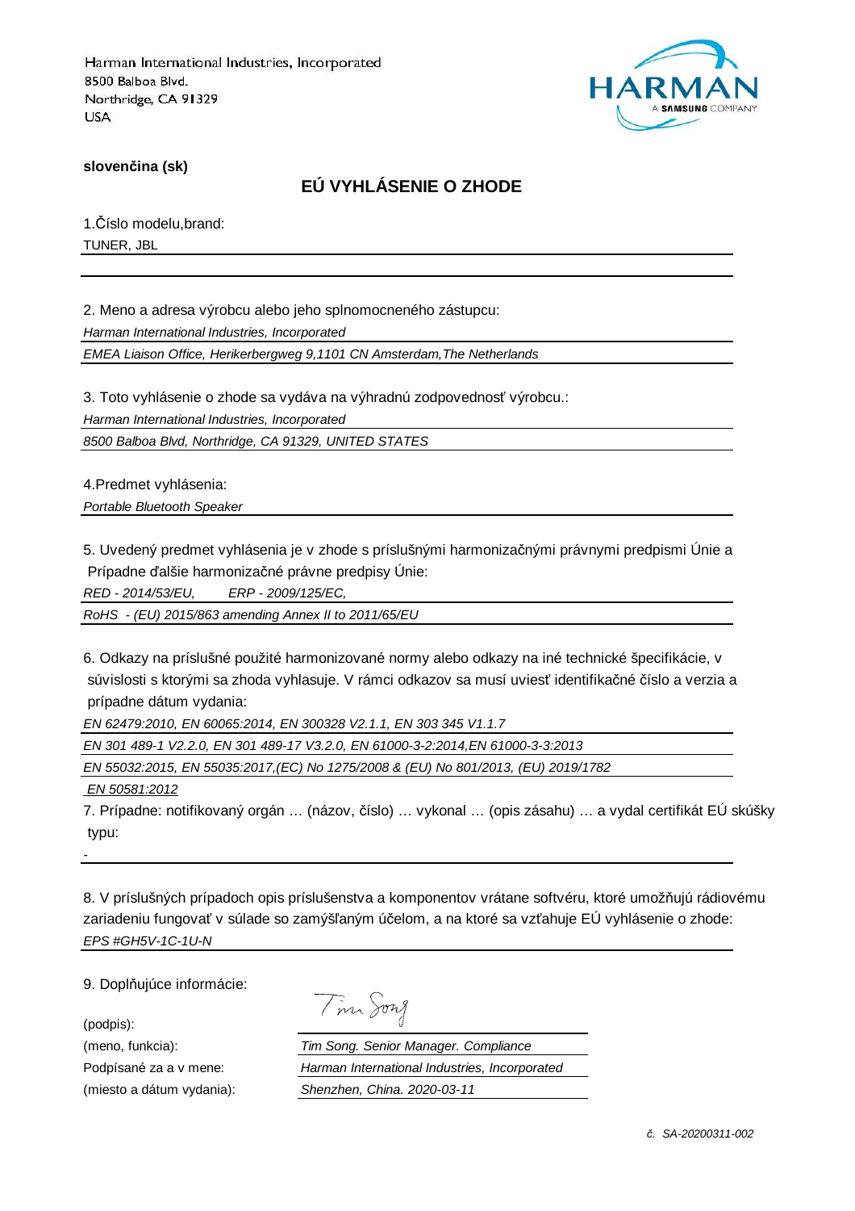Harman International Industries, Incorporated
8500 Balboa Blvd.
Northridge, CA 91329
USA

**slovenčina (sk)**

## EÚ VYHLÁSENIE O ZHODE

1.Číslo modelu,brand:

TUNER, JBL

2. Meno a adresa výrobcu alebo jeho splnomocneného zástupcu:

*Harman International Industries, Incorporated*

*EMEA Liaison Office, Herikerbergweg 9,1101 CN Amsterdam,The Netherlands*

3. Toto vyhlásenie o zhode sa vydáva na výhradnú zodpovednosť výrobcu.:

*Harman International Industries, Incorporated*

*8500 Balboa Blvd, Northridge, CA 91329, UNITED STATES*

4.Predmet vyhlásenia:

*Portable Bluetooth Speaker*

5. Uvedený predmet vyhlásenia je v zhode s príslušnými harmonizačnými právnymi predpismi Únie a Prípadne ďalšie harmonizačné právne predpisy Únie:

*RED - 2014/53/EU, ERP - 2009/125/EC,*

*RoHS - (EU) 2015/863 amending Annex II to 2011/65/EU*

6. Odkazy na príslušné použité harmonizované normy alebo odkazy na iné technické špecifikácie, v súvislosti s ktorými sa zhoda vyhlasuje. V rámci odkazov sa musí uviesť identifikačné číslo a verzia a prípadne dátum vydania:

*EN 62479:2010, EN 60065:2014, EN 300328 V2.1.1, EN 303 345 V1.1.7*

*EN 301 489-1 V2.2.0, EN 301 489-17 V3.2.0, EN 61000-3-2:2014,EN 61000-3-3:2013*

*EN 55032:2015, EN 55035:2017,(EC) No 1275/2008 & (EU) No 801/2013, (EU) 2019/1782*

*EN 50581:2012*

7. Prípadne: notifikovaný orgán … (názov, číslo) … vykonal … (opis zásahu) … a vydal certifikát EÚ skúšky typu:

-

8. V príslušných prípadoch opis príslušenstva a komponentov vrátane softvéru, ktoré umožňujú rádiovému zariadeniu fungovať v súlade so zamýšľaným účelom, a na ktoré sa vzťahuje EÚ vyhlásenie o zhode:

*EPS #GH5V-1C-1U-N*

9. Doplňujúce informácie:

(podpis):

(meno, funkcia): *Tim Song. Senior Manager. Compliance*

Podpísané za a v mene: *Harman International Industries, Incorporated*

(miesto a dátum vydania): *Shenzhen, China. 2020-03-11*

*č. SA-20200311-002*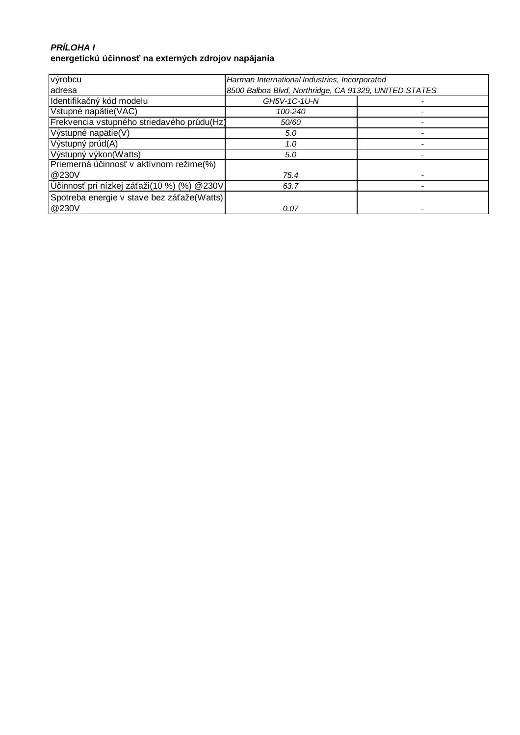***PRÍLOHA I***
**energetickú účinnosť na externých zdrojov napájania**

| | | |
|---|---|---|
| výrobcu | *Harman International Industries, Incorporated* | |
| adresa | *8500 Balboa Blvd, Northridge, CA 91329, UNITED STATES* | |
| Identifikačný kód modelu | *GH5V-1C-1U-N* | - |
| Vstupné napätie(VAC) | *100-240* | - |
| Frekvencia vstupného striedavého prúdu(Hz) | *50/60* | - |
| Výstupné napätie(V) | *5.0* | - |
| Výstupný prúd(A) | *1.0* | - |
| Výstupný výkon(Watts) | *5.0* | - |
| Priemerná účinnosť v aktívnom režime(%) @230V | *75.4* | - |
| Účinnosť pri nízkej záťaži(10 %) (%) @230V | *63.7* | - |
| Spotreba energie v stave bez záťaže(Watts) @230V | *0.07* | - |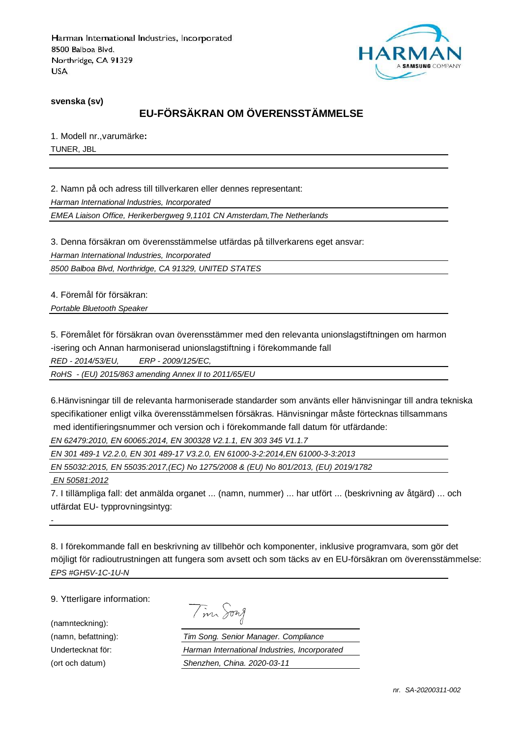Harman International Industries, Incorporated
8500 Balboa Blvd.
Northridge, CA 91329
USA

HARMAN
A SAMSUNG COMPANY

**svenska (sv)**

## EU-FÖRSÄKRAN OM ÖVERENSSTÄMMELSE

1. Modell nr.,varumärke**:**

TUNER, JBL

2. Namn på och adress till tillverkaren eller dennes representant:

*Harman International Industries, Incorporated*

*EMEA Liaison Office, Herikerbergweg 9,1101 CN Amsterdam,The Netherlands*

3. Denna försäkran om överensstämmelse utfärdas på tillverkarens eget ansvar:

*Harman International Industries, Incorporated*

*8500 Balboa Blvd, Northridge, CA 91329, UNITED STATES*

4. Föremål för försäkran:

*Portable Bluetooth Speaker*

5. Föremålet för försäkran ovan överensstämmer med den relevanta unionslagstiftningen om harmon -isering och Annan harmoniserad unionslagstiftning i förekommande fall

*RED - 2014/53/EU, ERP - 2009/125/EC,*

*RoHS - (EU) 2015/863 amending Annex II to 2011/65/EU*

6.Hänvisningar till de relevanta harmoniserade standarder som använts eller hänvisningar till andra tekniska specifikationer enligt vilka överensstämmelsen försäkras. Hänvisningar måste förtecknas tillsammans med identifieringsnummer och version och i förekommande fall datum för utfärdande:

*EN 62479:2010, EN 60065:2014, EN 300328 V2.1.1, EN 303 345 V1.1.7*

*EN 301 489-1 V2.2.0, EN 301 489-17 V3.2.0, EN 61000-3-2:2014,EN 61000-3-3:2013*

*EN 55032:2015, EN 55035:2017,(EC) No 1275/2008 & (EU) No 801/2013, (EU) 2019/1782*

*EN 50581:2012*

7. I tillämpliga fall: det anmälda organet ... (namn, nummer) ... har utfört ... (beskrivning av åtgärd) ... och utfärdat EU- typprovningsintyg:

-

8. I förekommande fall en beskrivning av tillbehör och komponenter, inklusive programvara, som gör det möjligt för radioutrustningen att fungera som avsett och som täcks av en EU-försäkran om överensstämmelse:

*EPS #GH5V-1C-1U-N*

9. Ytterligare information:

(namnteckning): Tim Song

(namn, befattning): *Tim Song. Senior Manager. Compliance*

Undertecknat för: *Harman International Industries, Incorporated*

(ort och datum) *Shenzhen, China. 2020-03-11*

*nr. SA-20200311-002*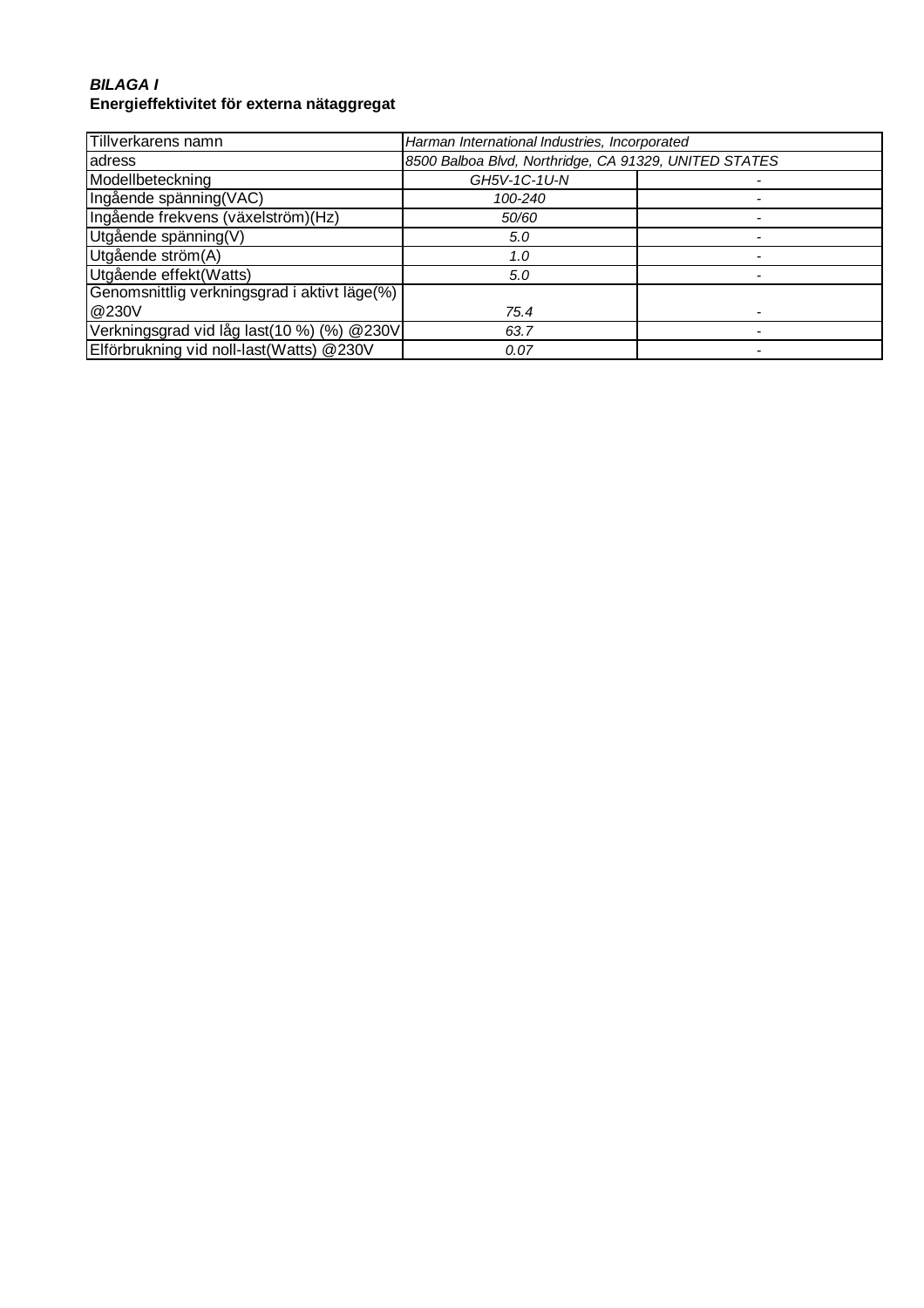***BILAGA I***
**Energieffektivitet för externa nätaggregat**

| Tillverkarens namn | *Harman International Industries, Incorporated* | |
|---|---|---|
| adress | *8500 Balboa Blvd, Northridge, CA 91329, UNITED STATES* | |
| Modellbeteckning | *GH5V-1C-1U-N* | - |
| Ingående spänning(VAC) | *100-240* | - |
| Ingående frekvens (växelström)(Hz) | *50/60* | - |
| Utgående spänning(V) | *5.0* | - |
| Utgående ström(A) | *1.0* | - |
| Utgående effekt(Watts) | *5.0* | - |
| Genomsnittlig verkningsgrad i aktivt läge(%) @230V | *75.4* | - |
| Verkningsgrad vid låg last(10 %) (%) @230V | *63.7* | - |
| Elförbrukning vid noll-last(Watts) @230V | *0.07* | - |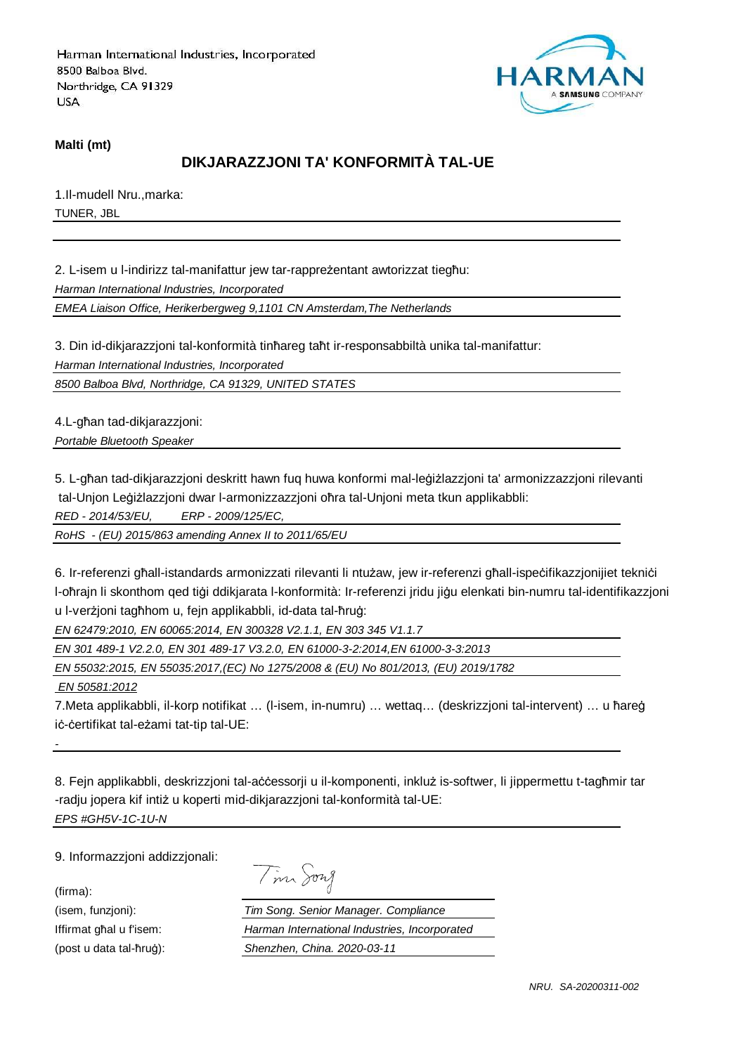Harman International Industries, Incorporated
8500 Balboa Blvd.
Northridge, CA 91329
USA

**Malti (mt)**

## DIKJARAZZJONI TA' KONFORMITÀ TAL-UE

1.Il-mudell Nru.,marka:

TUNER, JBL

2. L-isem u l-indirizz tal-manifattur jew tar-rappreżentant awtorizzat tiegħu:

*Harman International Industries, Incorporated*

*EMEA Liaison Office, Herikerbergweg 9,1101 CN Amsterdam,The Netherlands*

3. Din id-dikjarazzjoni tal-konformità tinħareg taħt ir-responsabbiltà unika tal-manifattur:

*Harman International Industries, Incorporated*

*8500 Balboa Blvd, Northridge, CA 91329, UNITED STATES*

4.L-għan tad-dikjarazzjoni:

*Portable Bluetooth Speaker*

5. L-għan tad-dikjarazzjoni deskritt hawn fuq huwa konformi mal-leġiżlazzjoni ta' armonizzazzjoni rilevanti tal-Unjon Leġiżlazzjoni dwar l-armonizzazzjoni oħra tal-Unjoni meta tkun applikabbli:

*RED - 2014/53/EU, ERP - 2009/125/EC,*

*RoHS - (EU) 2015/863 amending Annex II to 2011/65/EU*

6. Ir-referenzi għall-istandards armonizzati rilevanti li ntużaw, jew ir-referenzi għall-ispeċifikazzjonijiet tekniċi l-oħrajn li skonthom qed tiġi ddikjarata l-konformità: Ir-referenzi jridu jiġu elenkati bin-numru tal-identifikazzjoni u l-verżjoni tagħhom u, fejn applikabbli, id-data tal-ħruġ:

*EN 62479:2010, EN 60065:2014, EN 300328 V2.1.1, EN 303 345 V1.1.7*

*EN 301 489-1 V2.2.0, EN 301 489-17 V3.2.0, EN 61000-3-2:2014,EN 61000-3-3:2013*

*EN 55032:2015, EN 55035:2017,(EC) No 1275/2008 & (EU) No 801/2013, (EU) 2019/1782*

*EN 50581:2012*

7.Meta applikabbli, il-korp notifikat … (l-isem, in-numru) … wettaq… (deskrizzjoni tal-intervent) … u ħareġ iċ-ċertifikat tal-eżami tat-tip tal-UE:

-

8. Fejn applikabbli, deskrizzjoni tal-aċċessorji u il-komponenti, inkluż is-softwer, li jippermettu t-tagħmir tar-radju jopera kif intiż u koperti mid-dikjarazzjoni tal-konformità tal-UE:

*EPS #GH5V-1C-1U-N*

9. Informazzjoni addizzjonali:

(firma): Tim Song

(isem, funzjoni): *Tim Song. Senior Manager. Compliance*

Iffirmat għal u f'isem: *Harman International Industries, Incorporated*

(post u data tal-ħruġ): *Shenzhen, China. 2020-03-11*

*NRU. SA-20200311-002*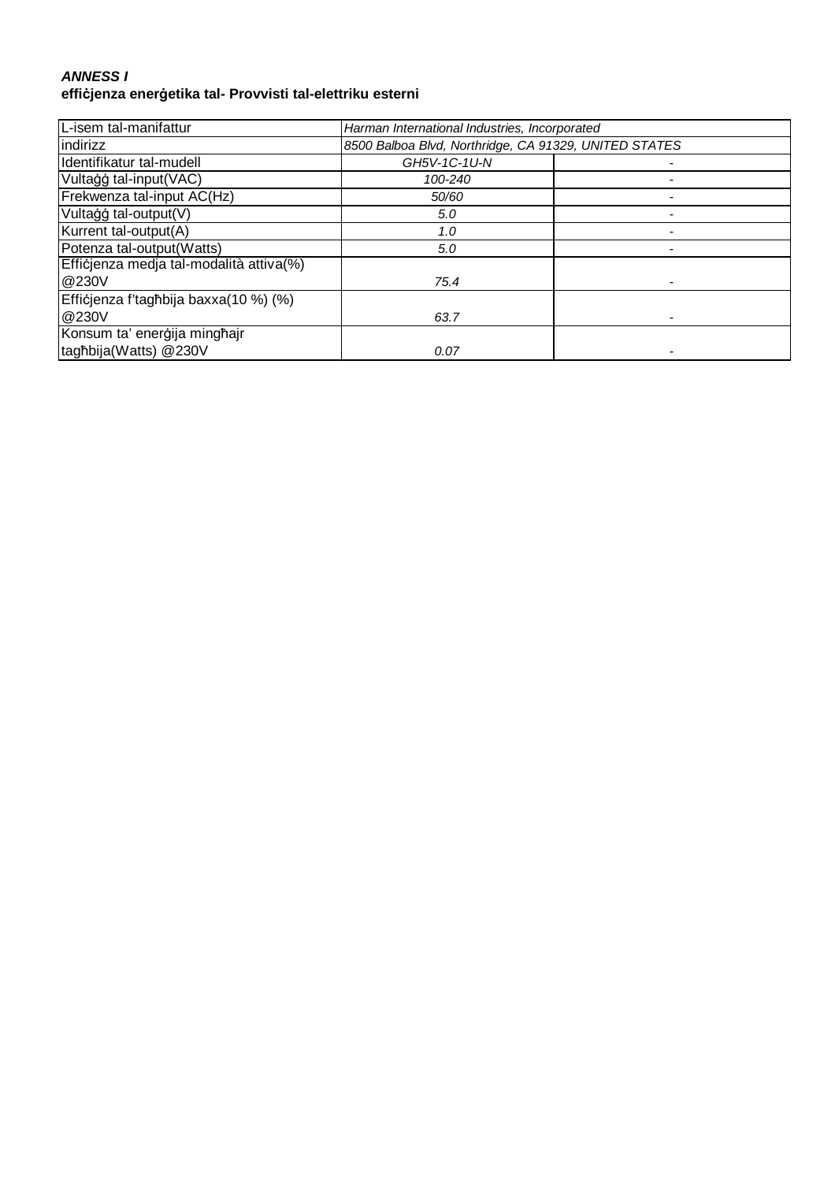***ANNESS I***
**effiċjenza enerġetika tal- Provvisti tal-elettriku esterni**

| | | |
|---|---|---|
| L-isem tal-manifattur | *Harman International Industries, Incorporated* | |
| indirizz | *8500 Balboa Blvd, Northridge, CA 91329, UNITED STATES* | |
| Identifikatur tal-mudell | *GH5V-1C-1U-N* | - |
| Vultaġġ tal-input(VAC) | *100-240* | - |
| Frekwenza tal-input AC(Hz) | *50/60* | - |
| Vultaġġ tal-output(V) | *5.0* | - |
| Kurrent tal-output(A) | *1.0* | - |
| Potenza tal-output(Watts) | *5.0* | - |
| Effiċjenza medja tal-modalità attiva(%) @230V | *75.4* | - |
| Effiċjenza f'tagħbija baxxa(10 %) (%) @230V | *63.7* | - |
| Konsum ta' enerġija mingħajr tagħbija(Watts) @230V | *0.07* | - |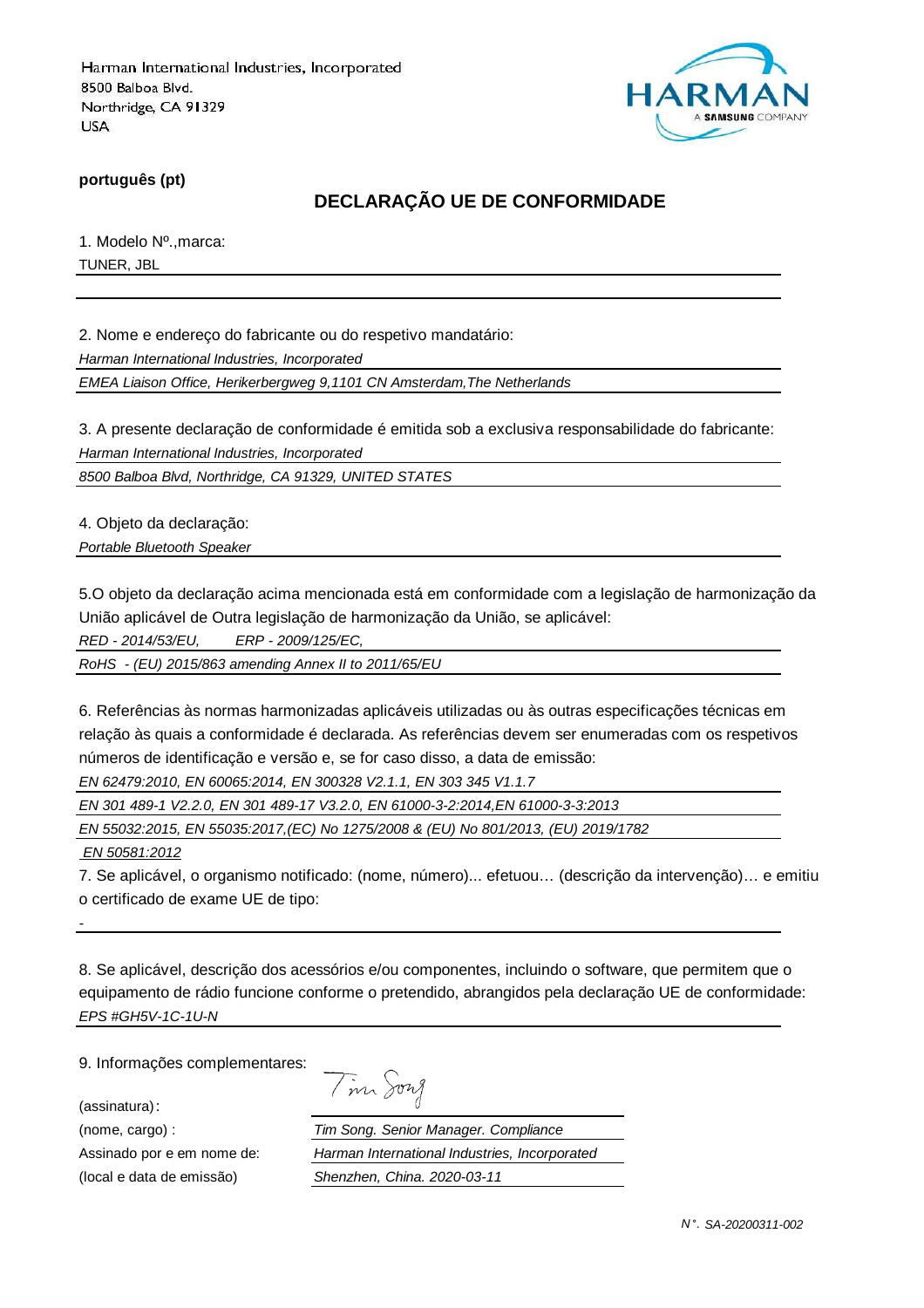Harman International Industries, Incorporated
8500 Balboa Blvd.
Northridge, CA 91329
USA

**português (pt)**

## DECLARAÇÃO UE DE CONFORMIDADE

1. Modelo Nº.,marca:

TUNER, JBL

2. Nome e endereço do fabricante ou do respetivo mandatário:

*Harman International Industries, Incorporated*

*EMEA Liaison Office, Herikerbergweg 9,1101 CN Amsterdam,The Netherlands*

3. A presente declaração de conformidade é emitida sob a exclusiva responsabilidade do fabricante:

*Harman International Industries, Incorporated*

*8500 Balboa Blvd, Northridge, CA 91329, UNITED STATES*

4. Objeto da declaração:

*Portable Bluetooth Speaker*

5.O objeto da declaração acima mencionada está em conformidade com a legislação de harmonização da União aplicável de Outra legislação de harmonização da União, se aplicável:

*RED - 2014/53/EU, ERP - 2009/125/EC,*

*RoHS - (EU) 2015/863 amending Annex II to 2011/65/EU*

6. Referências às normas harmonizadas aplicáveis utilizadas ou às outras especificações técnicas em relação às quais a conformidade é declarada. As referências devem ser enumeradas com os respetivos números de identificação e versão e, se for caso disso, a data de emissão:

*EN 62479:2010, EN 60065:2014, EN 300328 V2.1.1, EN 303 345 V1.1.7*

*EN 301 489-1 V2.2.0, EN 301 489-17 V3.2.0, EN 61000-3-2:2014,EN 61000-3-3:2013*

*EN 55032:2015, EN 55035:2017,(EC) No 1275/2008 & (EU) No 801/2013, (EU) 2019/1782*

*EN 50581:2012*

7. Se aplicável, o organismo notificado: (nome, número)... efetuou… (descrição da intervenção)… e emitiu o certificado de exame UE de tipo:

-

8. Se aplicável, descrição dos acessórios e/ou componentes, incluindo o software, que permitem que o equipamento de rádio funcione conforme o pretendido, abrangidos pela declaração UE de conformidade:

*EPS #GH5V-1C-1U-N*

9. Informações complementares:

(assinatura): Tim Song

(nome, cargo) : *Tim Song. Senior Manager. Compliance*

Assinado por e em nome de: *Harman International Industries, Incorporated*

(local e data de emissão) *Shenzhen, China. 2020-03-11*

*N°. SA-20200311-002*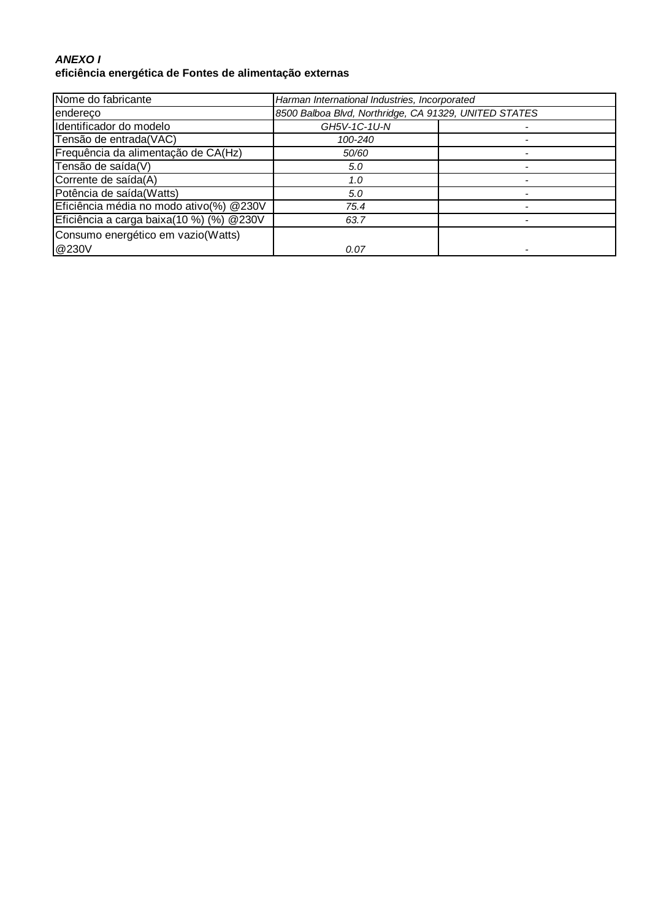***ANEXO I***
**eficiência energética de Fontes de alimentação externas**

| Nome do fabricante | *Harman International Industries, Incorporated* | |
|---|---|---|
| endereço | *8500 Balboa Blvd, Northridge, CA 91329, UNITED STATES* | |
| Identificador do modelo | *GH5V-1C-1U-N* | - |
| Tensão de entrada(VAC) | *100-240* | - |
| Frequência da alimentação de CA(Hz) | *50/60* | - |
| Tensão de saída(V) | *5.0* | - |
| Corrente de saída(A) | *1.0* | - |
| Potência de saída(Watts) | *5.0* | - |
| Eficiência média no modo ativo(%) @230V | *75.4* | - |
| Eficiência a carga baixa(10 %) (%) @230V | *63.7* | - |
| Consumo energético em vazio(Watts) @230V | *0.07* | - |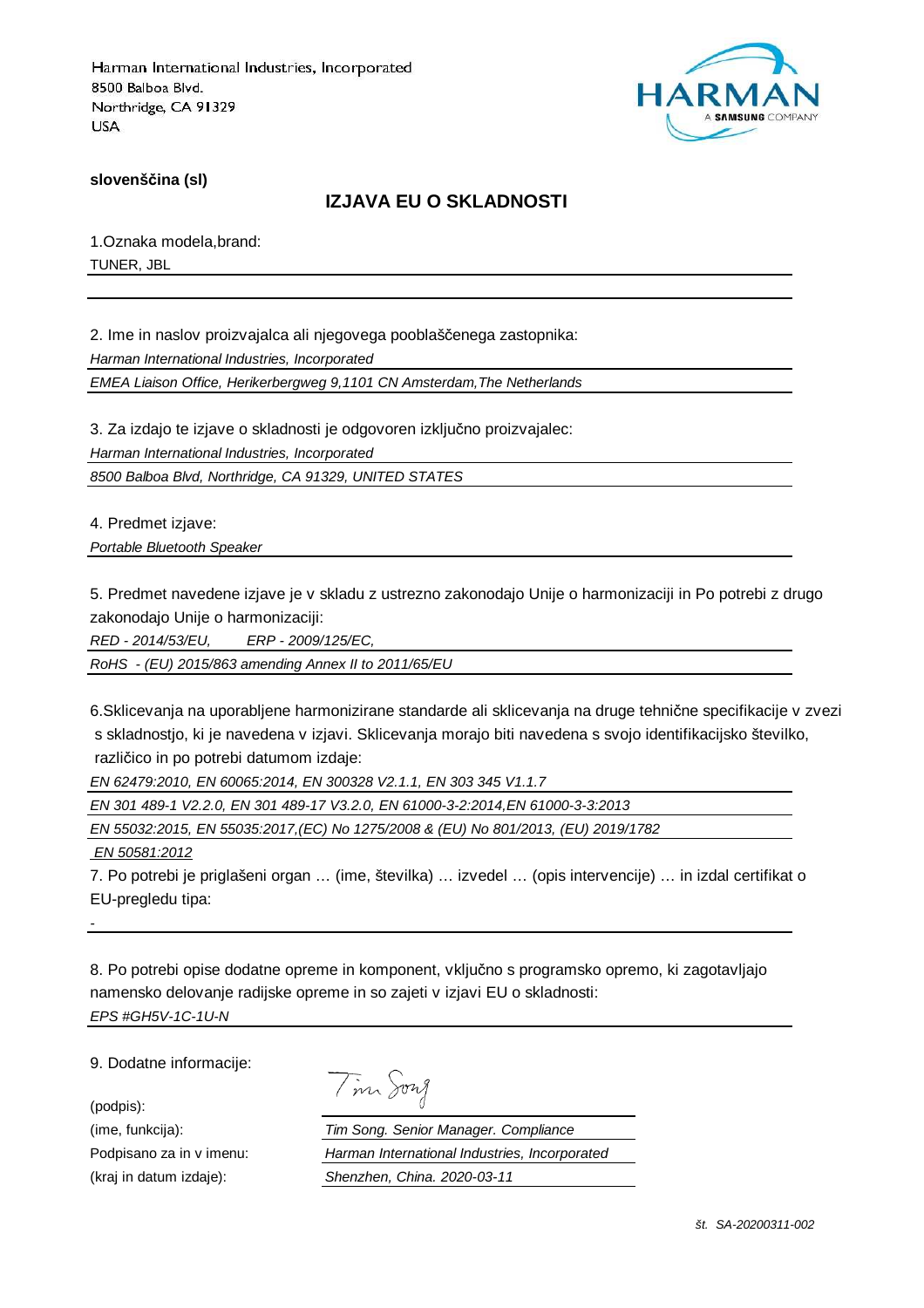Harman International Industries, Incorporated
8500 Balboa Blvd.
Northridge, CA 91329
USA

HARMAN
A SAMSUNG COMPANY

**slovenščina (sl)**

## IZJAVA EU O SKLADNOSTI

1.Oznaka modela,brand:

TUNER, JBL

2. Ime in naslov proizvajalca ali njegovega pooblaščenega zastopnika:

*Harman International Industries, Incorporated*

*EMEA Liaison Office, Herikerbergweg 9,1101 CN Amsterdam,The Netherlands*

3. Za izdajo te izjave o skladnosti je odgovoren izključno proizvajalec:

*Harman International Industries, Incorporated*

*8500 Balboa Blvd, Northridge, CA 91329, UNITED STATES*

4. Predmet izjave:

*Portable Bluetooth Speaker*

5. Predmet navedene izjave je v skladu z ustrezno zakonodajo Unije o harmonizaciji in Po potrebi z drugo zakonodajo Unije o harmonizaciji:

*RED - 2014/53/EU, ERP - 2009/125/EC,*

*RoHS - (EU) 2015/863 amending Annex II to 2011/65/EU*

6.Sklicevanja na uporabljene harmonizirane standarde ali sklicevanja na druge tehnične specifikacije v zvezi s skladnostjo, ki je navedena v izjavi. Sklicevanja morajo biti navedena s svojo identifikacijsko številko, različico in po potrebi datumom izdaje:

*EN 62479:2010, EN 60065:2014, EN 300328 V2.1.1, EN 303 345 V1.1.7*

*EN 301 489-1 V2.2.0, EN 301 489-17 V3.2.0, EN 61000-3-2:2014,EN 61000-3-3:2013*

*EN 55032:2015, EN 55035:2017,(EC) No 1275/2008 & (EU) No 801/2013, (EU) 2019/1782*

*EN 50581:2012*

7. Po potrebi je priglašeni organ … (ime, številka) … izvedel … (opis intervencije) … in izdal certifikat o EU-pregledu tipa:

-

8. Po potrebi opise dodatne opreme in komponent, vključno s programsko opremo, ki zagotavljajo namensko delovanje radijske opreme in so zajeti v izjavi EU o skladnosti:

*EPS #GH5V-1C-1U-N*

9. Dodatne informacije:

(podpis): Tim Song

(ime, funkcija): *Tim Song. Senior Manager. Compliance*

Podpisano za in v imenu: *Harman International Industries, Incorporated*

(kraj in datum izdaje): *Shenzhen, China. 2020-03-11*

*št. SA-20200311-002*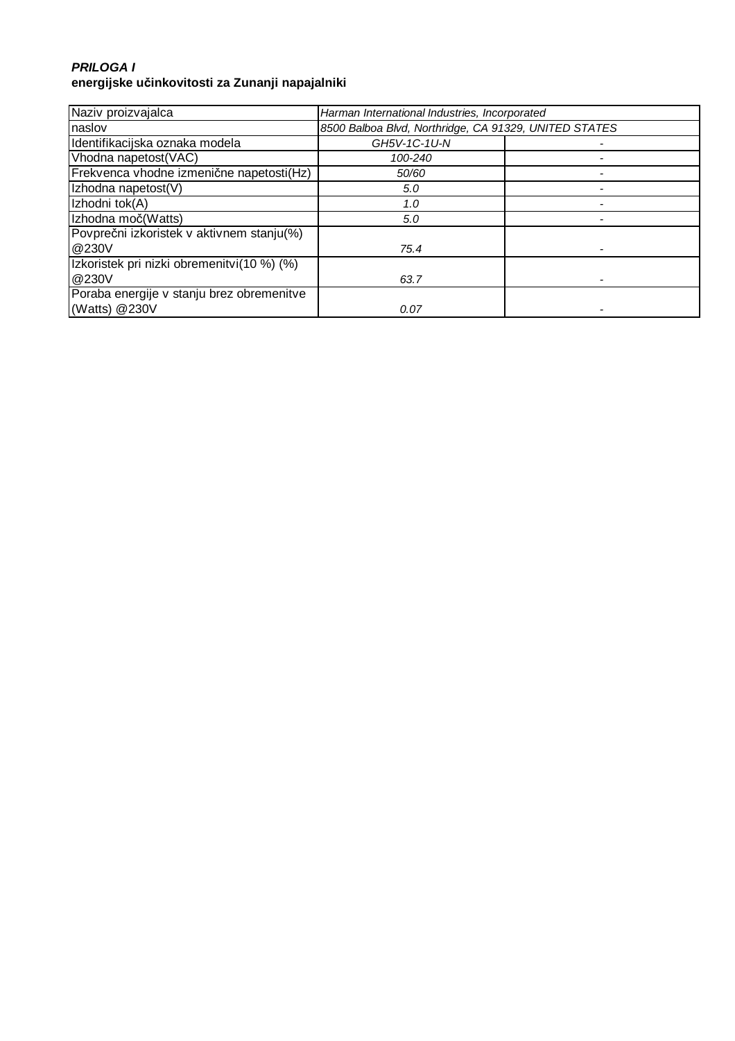***PRILOGA I***
**energijske učinkovitosti za Zunanji napajalniki**

| | | |
|---|---|---|
| Naziv proizvajalca | *Harman International Industries, Incorporated* | |
| naslov | *8500 Balboa Blvd, Northridge, CA 91329, UNITED STATES* | |
| Identifikacijska oznaka modela | *GH5V-1C-1U-N* | - |
| Vhodna napetost(VAC) | *100-240* | - |
| Frekvenca vhodne izmenične napetosti(Hz) | *50/60* | - |
| Izhodna napetost(V) | *5.0* | - |
| Izhodni tok(A) | *1.0* | - |
| Izhodna moč(Watts) | *5.0* | - |
| Povprečni izkoristek v aktivnem stanju(%) @230V | *75.4* | - |
| Izkoristek pri nizki obremenitvi(10 %) (%) @230V | *63.7* | - |
| Poraba energije v stanju brez obremenitve (Watts) @230V | *0.07* | - |